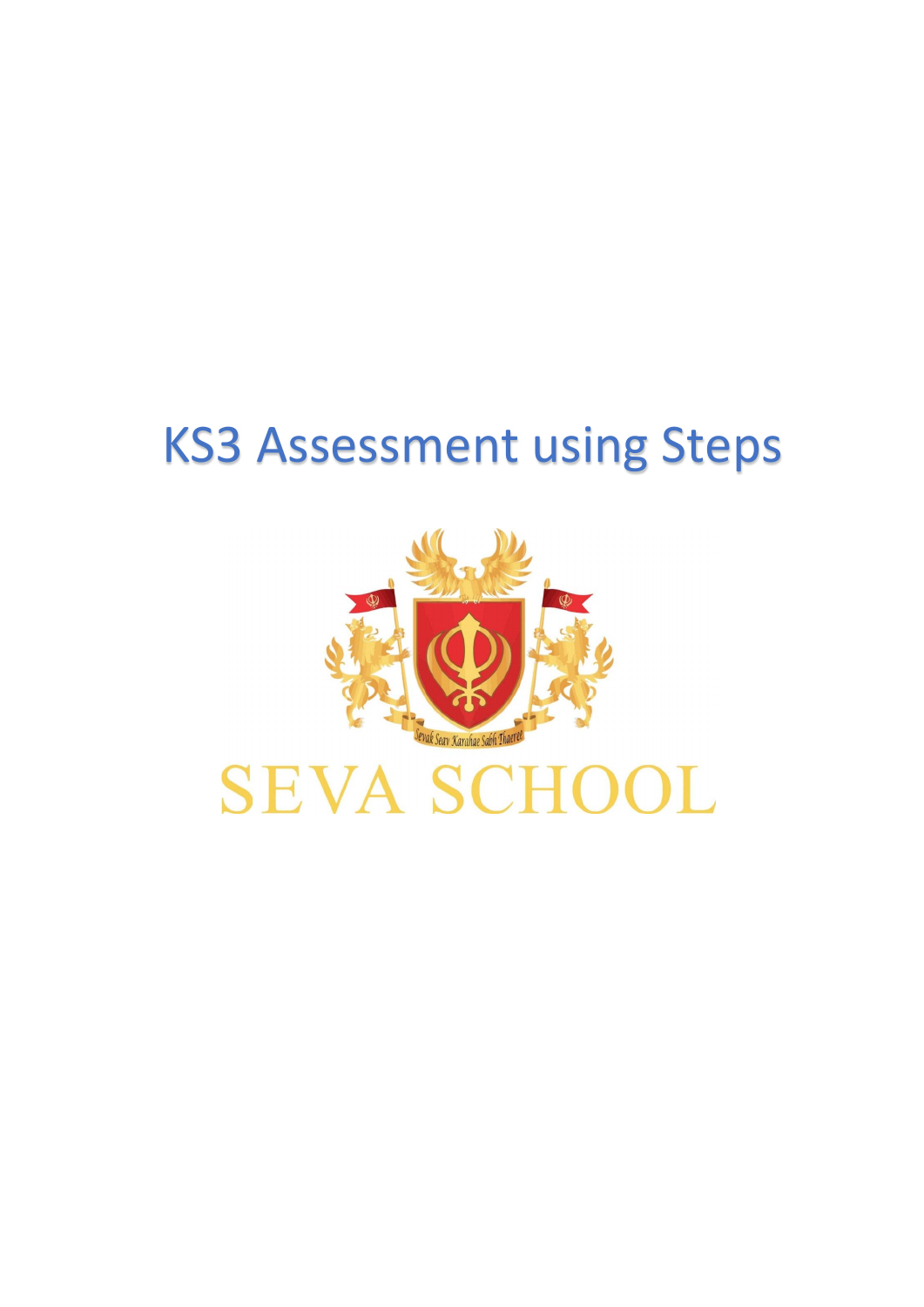# KS3 Assessment using Steps

Sevak Seav Karahae Sabh Thaeree

SEVA SCHOOL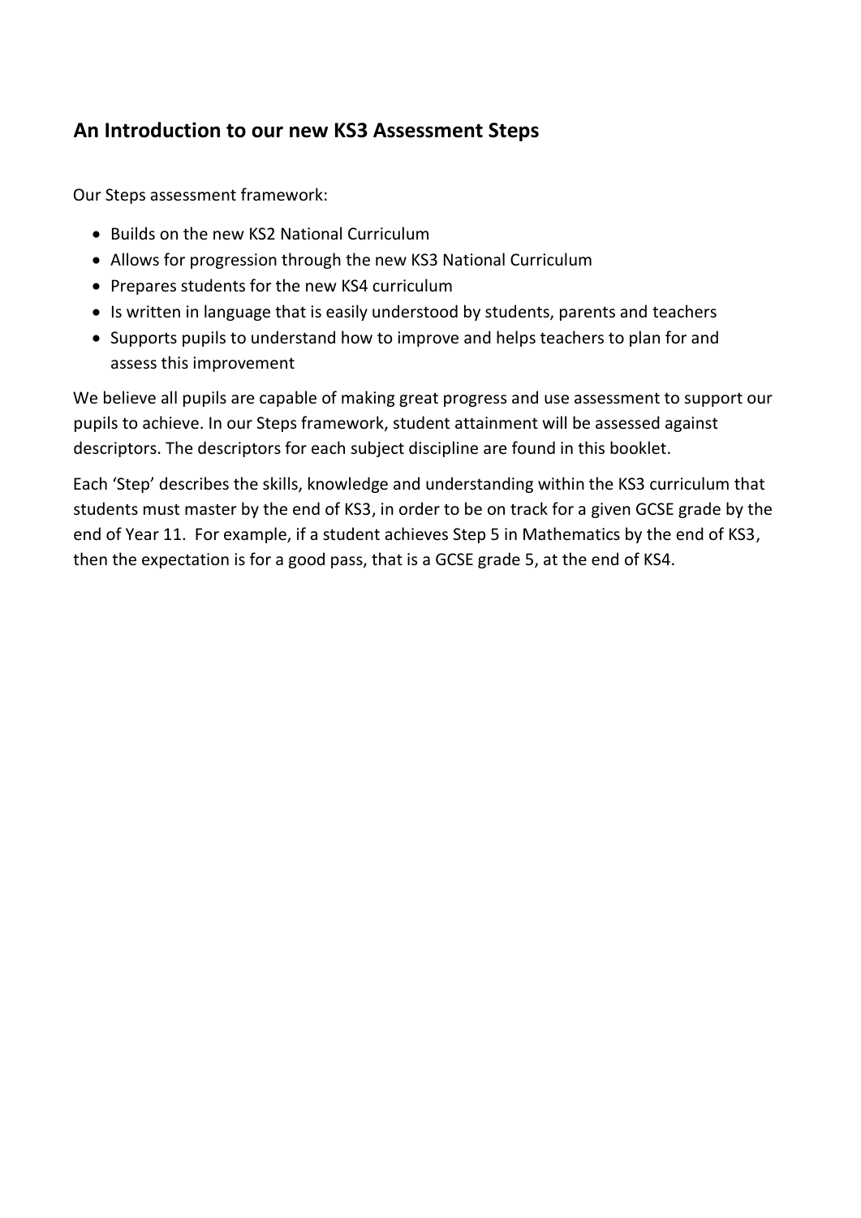## An Introduction to our new KS3 Assessment Steps

Our Steps assessment framework:

- Builds on the new KS2 National Curriculum
- Allows for progression through the new KS3 National Curriculum
- Prepares students for the new KS4 curriculum
- Is written in language that is easily understood by students, parents and teachers
- Supports pupils to understand how to improve and helps teachers to plan for and assess this improvement

We believe all pupils are capable of making great progress and use assessment to support our pupils to achieve. In our Steps framework, student attainment will be assessed against descriptors. The descriptors for each subject discipline are found in this booklet.

Each 'Step' describes the skills, knowledge and understanding within the KS3 curriculum that students must master by the end of KS3, in order to be on track for a given GCSE grade by the end of Year 11. For example, if a student achieves Step 5 in Mathematics by the end of KS3, then the expectation is for a good pass, that is a GCSE grade 5, at the end of KS4.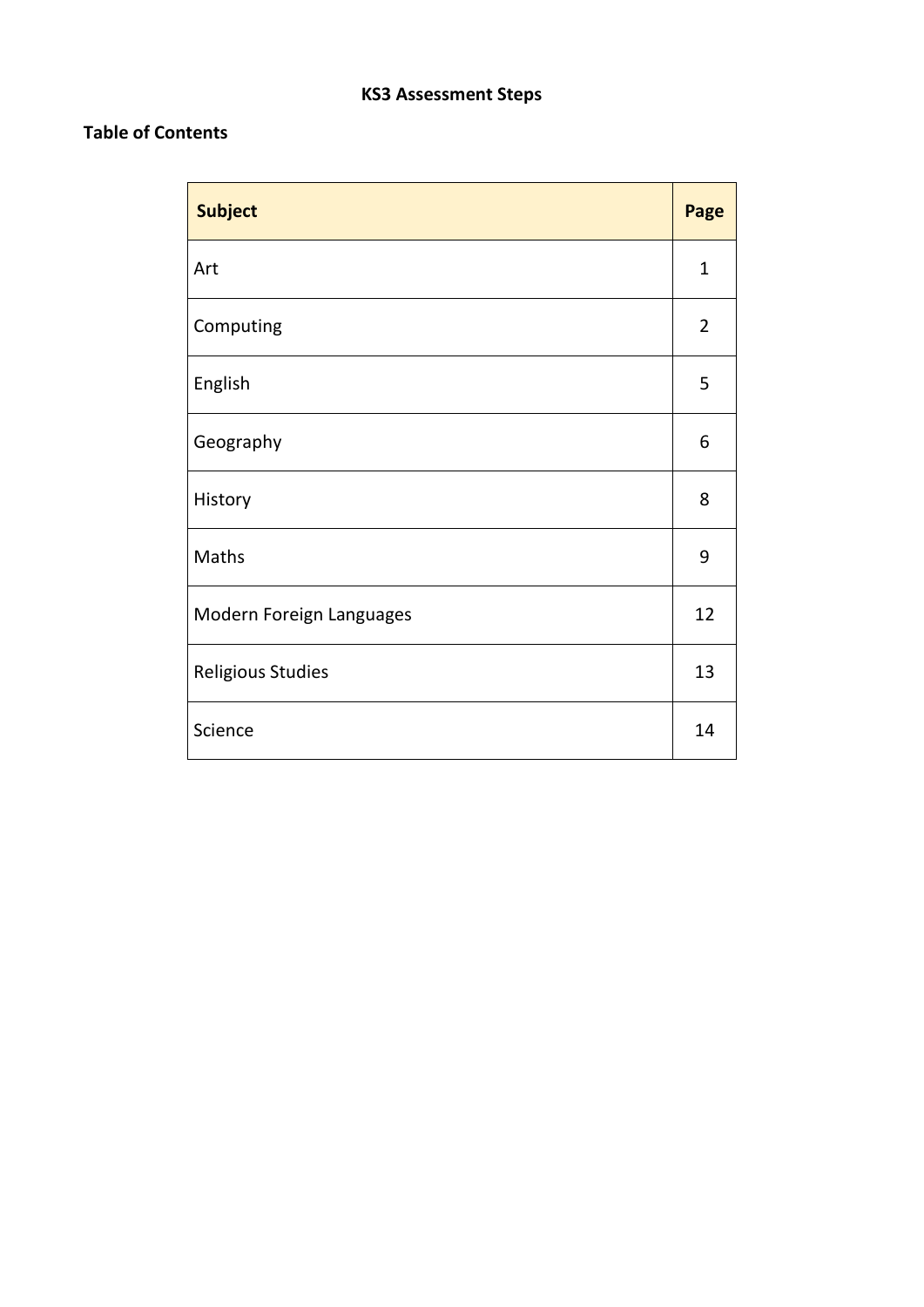# KS3 Assessment Steps

## Table of Contents

| Subject | Page |
|---|---|
| Art | 1 |
| Computing | 2 |
| English | 5 |
| Geography | 6 |
| History | 8 |
| Maths | 9 |
| Modern Foreign Languages | 12 |
| Religious Studies | 13 |
| Science | 14 |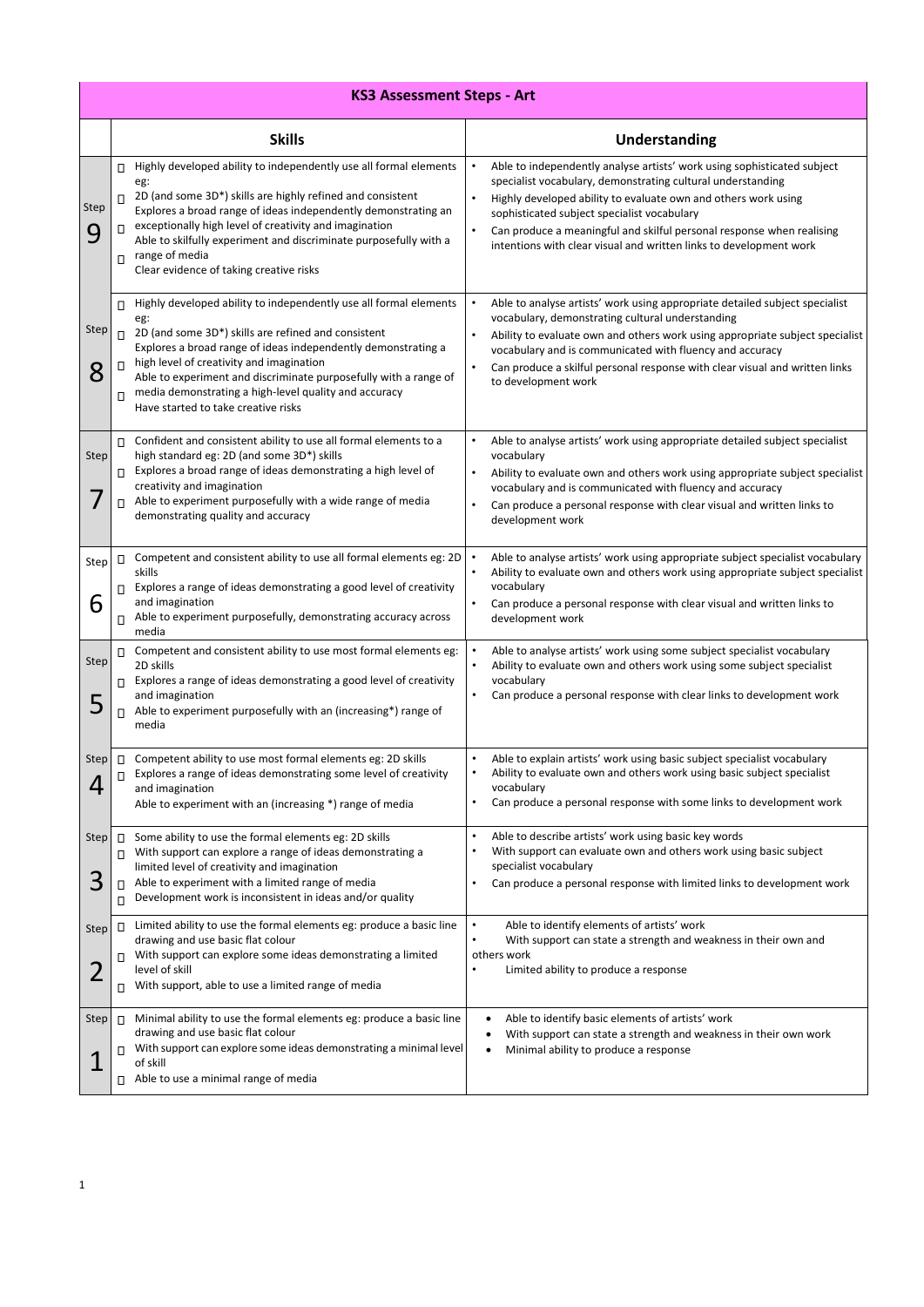| KS3 Assessment Steps - Art | | |
|---|---|---|
| | **Skills** | **Understanding** |
| Step 9 | • Highly developed ability to independently use all formal elements eg:<br>• 2D (and some 3D*) skills are highly refined and consistent<br>Explores a broad range of ideas independently demonstrating an<br>• exceptionally high level of creativity and imagination<br>Able to skilfully experiment and discriminate purposefully with a<br>• range of media<br>Clear evidence of taking creative risks | • Able to independently analyse artists' work using sophisticated subject specialist vocabulary, demonstrating cultural understanding<br>• Highly developed ability to evaluate own and others work using sophisticated subject specialist vocabulary<br>• Can produce a meaningful and skilful personal response when realising intentions with clear visual and written links to development work |
| Step 8 | • Highly developed ability to independently use all formal elements eg:<br>• 2D (and some 3D*) skills are refined and consistent<br>Explores a broad range of ideas independently demonstrating a<br>• high level of creativity and imagination<br>Able to experiment and discriminate purposefully with a range of<br>• media demonstrating a high-level quality and accuracy<br>Have started to take creative risks | • Able to analyse artists' work using appropriate detailed subject specialist vocabulary, demonstrating cultural understanding<br>• Ability to evaluate own and others work using appropriate subject specialist vocabulary and is communicated with fluency and accuracy<br>• Can produce a skilful personal response with clear visual and written links to development work |
| Step 7 | • Confident and consistent ability to use all formal elements to a high standard eg: 2D (and some 3D*) skills<br>• Explores a broad range of ideas demonstrating a high level of creativity and imagination<br>• Able to experiment purposefully with a wide range of media demonstrating quality and accuracy | • Able to analyse artists' work using appropriate detailed subject specialist vocabulary<br>• Ability to evaluate own and others work using appropriate subject specialist vocabulary and is communicated with fluency and accuracy<br>• Can produce a personal response with clear visual and written links to development work |
| Step 6 | • Competent and consistent ability to use all formal elements eg: 2D skills<br>• Explores a range of ideas demonstrating a good level of creativity and imagination<br>• Able to experiment purposefully, demonstrating accuracy across media | • Able to analyse artists' work using appropriate subject specialist vocabulary<br>• Ability to evaluate own and others work using appropriate subject specialist vocabulary<br>• Can produce a personal response with clear visual and written links to development work |
| Step 5 | • Competent and consistent ability to use most formal elements eg: 2D skills<br>• Explores a range of ideas demonstrating a good level of creativity and imagination<br>• Able to experiment purposefully with an (increasing*) range of media | • Able to analyse artists' work using some subject specialist vocabulary<br>• Ability to evaluate own and others work using some subject specialist vocabulary<br>• Can produce a personal response with clear links to development work |
| Step 4 | • Competent ability to use most formal elements eg: 2D skills<br>• Explores a range of ideas demonstrating some level of creativity and imagination<br>Able to experiment with an (increasing *) range of media | • Able to explain artists' work using basic subject specialist vocabulary<br>• Ability to evaluate own and others work using basic subject specialist vocabulary<br>• Can produce a personal response with some links to development work |
| Step 3 | • Some ability to use the formal elements eg: 2D skills<br>• With support can explore a range of ideas demonstrating a limited level of creativity and imagination<br>• Able to experiment with a limited range of media<br>• Development work is inconsistent in ideas and/or quality | • Able to describe artists' work using basic key words<br>• With support can evaluate own and others work using basic subject specialist vocabulary<br>• Can produce a personal response with limited links to development work |
| Step 2 | • Limited ability to use the formal elements eg: produce a basic line drawing and use basic flat colour<br>• With support can explore some ideas demonstrating a limited level of skill<br>• With support, able to use a limited range of media | • Able to identify elements of artists' work<br>• With support can state a strength and weakness in their own and others work<br>• Limited ability to produce a response |
| Step 1 | • Minimal ability to use the formal elements eg: produce a basic line drawing and use basic flat colour<br>• With support can explore some ideas demonstrating a minimal level of skill<br>• Able to use a minimal range of media | • Able to identify basic elements of artists' work<br>• With support can state a strength and weakness in their own work<br>• Minimal ability to produce a response |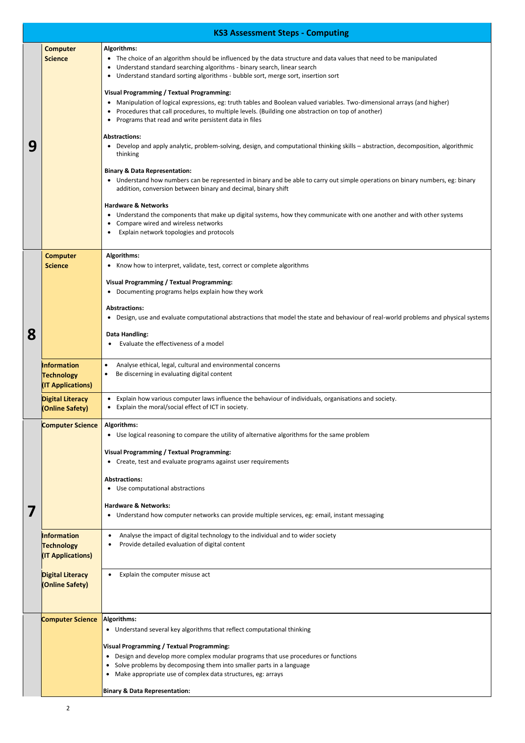# KS3 Assessment Steps - Computing

| Step | Area | Assessment Steps |
|---|---|---|
| 9 | **Computer Science** | **Algorithms:**<br>• The choice of an algorithm should be influenced by the data structure and data values that need to be manipulated<br>• Understand standard searching algorithms - binary search, linear search<br>• Understand standard sorting algorithms - bubble sort, merge sort, insertion sort<br><br>**Visual Programming / Textual Programming:**<br>• Manipulation of logical expressions, eg: truth tables and Boolean valued variables. Two-dimensional arrays (and higher)<br>• Procedures that call procedures, to multiple levels. (Building one abstraction on top of another)<br>• Programs that read and write persistent data in files<br><br>**Abstractions:**<br>• Develop and apply analytic, problem-solving, design, and computational thinking skills – abstraction, decomposition, algorithmic thinking<br><br>**Binary & Data Representation:**<br>• Understand how numbers can be represented in binary and be able to carry out simple operations on binary numbers, eg: binary addition, conversion between binary and decimal, binary shift<br><br>**Hardware & Networks**<br>• Understand the components that make up digital systems, how they communicate with one another and with other systems<br>• Compare wired and wireless networks<br>• Explain network topologies and protocols |
| 8 | **Computer Science** | **Algorithms:**<br>• Know how to interpret, validate, test, correct or complete algorithms<br><br>**Visual Programming / Textual Programming:**<br>• Documenting programs helps explain how they work<br><br>**Abstractions:**<br>• Design, use and evaluate computational abstractions that model the state and behaviour of real-world problems and physical systems<br><br>**Data Handling:**<br>• Evaluate the effectiveness of a model |
| | **Information Technology (IT Applications)** | • Analyse ethical, legal, cultural and environmental concerns<br>• Be discerning in evaluating digital content |
| | **Digital Literacy (Online Safety)** | • Explain how various computer laws influence the behaviour of individuals, organisations and society.<br>• Explain the moral/social effect of ICT in society. |
| 7 | **Computer Science** | **Algorithms:**<br>• Use logical reasoning to compare the utility of alternative algorithms for the same problem<br><br>**Visual Programming / Textual Programming:**<br>• Create, test and evaluate programs against user requirements<br><br>**Abstractions:**<br>• Use computational abstractions<br><br>**Hardware & Networks:**<br>• Understand how computer networks can provide multiple services, eg: email, instant messaging |
| | **Information Technology (IT Applications)** | • Analyse the impact of digital technology to the individual and to wider society<br>• Provide detailed evaluation of digital content |
| | **Digital Literacy (Online Safety)** | • Explain the computer misuse act |
| | **Computer Science** | **Algorithms:**<br>• Understand several key algorithms that reflect computational thinking<br><br>**Visual Programming / Textual Programming:**<br>• Design and develop more complex modular programs that use procedures or functions<br>• Solve problems by decomposing them into smaller parts in a language<br>• Make appropriate use of complex data structures, eg: arrays<br><br>**Binary & Data Representation:** |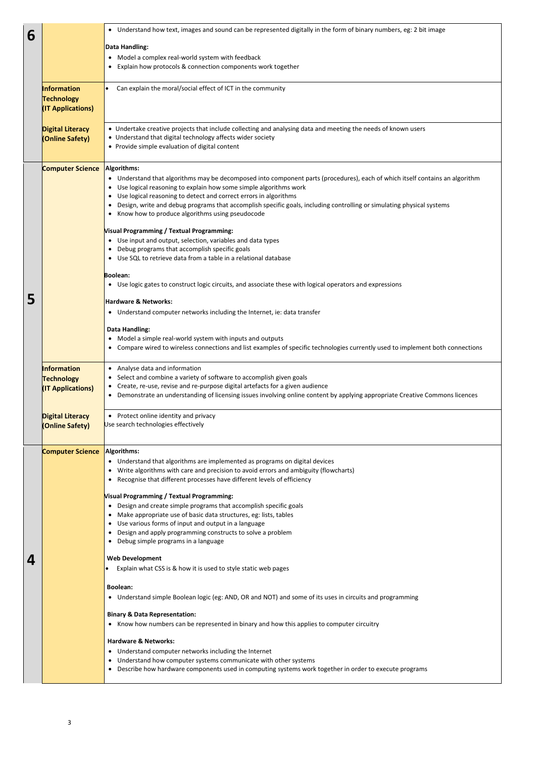| Level | Strand | Content |
|---|---|---|
| 6 | | • Understand how text, images and sound can be represented digitally in the form of binary numbers, eg: 2 bit image<br><br>**Data Handling:**<br>• Model a complex real-world system with feedback<br>• Explain how protocols & connection components work together |
| | **Information Technology (IT Applications)** | • Can explain the moral/social effect of ICT in the community |
| | **Digital Literacy (Online Safety)** | • Undertake creative projects that include collecting and analysing data and meeting the needs of known users<br>• Understand that digital technology affects wider society<br>• Provide simple evaluation of digital content |
| 5 | **Computer Science** | **Algorithms:**<br>• Understand that algorithms may be decomposed into component parts (procedures), each of which itself contains an algorithm<br>• Use logical reasoning to explain how some simple algorithms work<br>• Use logical reasoning to detect and correct errors in algorithms<br>• Design, write and debug programs that accomplish specific goals, including controlling or simulating physical systems<br>• Know how to produce algorithms using pseudocode<br><br>**Visual Programming / Textual Programming:**<br>• Use input and output, selection, variables and data types<br>• Debug programs that accomplish specific goals<br>• Use SQL to retrieve data from a table in a relational database<br><br>**Boolean:**<br>• Use logic gates to construct logic circuits, and associate these with logical operators and expressions<br><br>**Hardware & Networks:**<br>• Understand computer networks including the Internet, ie: data transfer<br><br>**Data Handling:**<br>• Model a simple real-world system with inputs and outputs<br>• Compare wired to wireless connections and list examples of specific technologies currently used to implement both connections |
| | **Information Technology (IT Applications)** | • Analyse data and information<br>• Select and combine a variety of software to accomplish given goals<br>• Create, re-use, revise and re-purpose digital artefacts for a given audience<br>• Demonstrate an understanding of licensing issues involving online content by applying appropriate Creative Commons licences |
| | **Digital Literacy (Online Safety)** | • Protect online identity and privacy<br>Use search technologies effectively |
| 4 | **Computer Science** | **Algorithms:**<br>• Understand that algorithms are implemented as programs on digital devices<br>• Write algorithms with care and precision to avoid errors and ambiguity (flowcharts)<br>• Recognise that different processes have different levels of efficiency<br><br>**Visual Programming / Textual Programming:**<br>• Design and create simple programs that accomplish specific goals<br>• Make appropriate use of basic data structures, eg: lists, tables<br>• Use various forms of input and output in a language<br>• Design and apply programming constructs to solve a problem<br>• Debug simple programs in a language<br><br>**Web Development**<br>• Explain what CSS is & how it is used to style static web pages<br><br>**Boolean:**<br>• Understand simple Boolean logic (eg: AND, OR and NOT) and some of its uses in circuits and programming<br><br>**Binary & Data Representation:**<br>• Know how numbers can be represented in binary and how this applies to computer circuitry<br><br>**Hardware & Networks:**<br>• Understand computer networks including the Internet<br>• Understand how computer systems communicate with other systems<br>• Describe how hardware components used in computing systems work together in order to execute programs |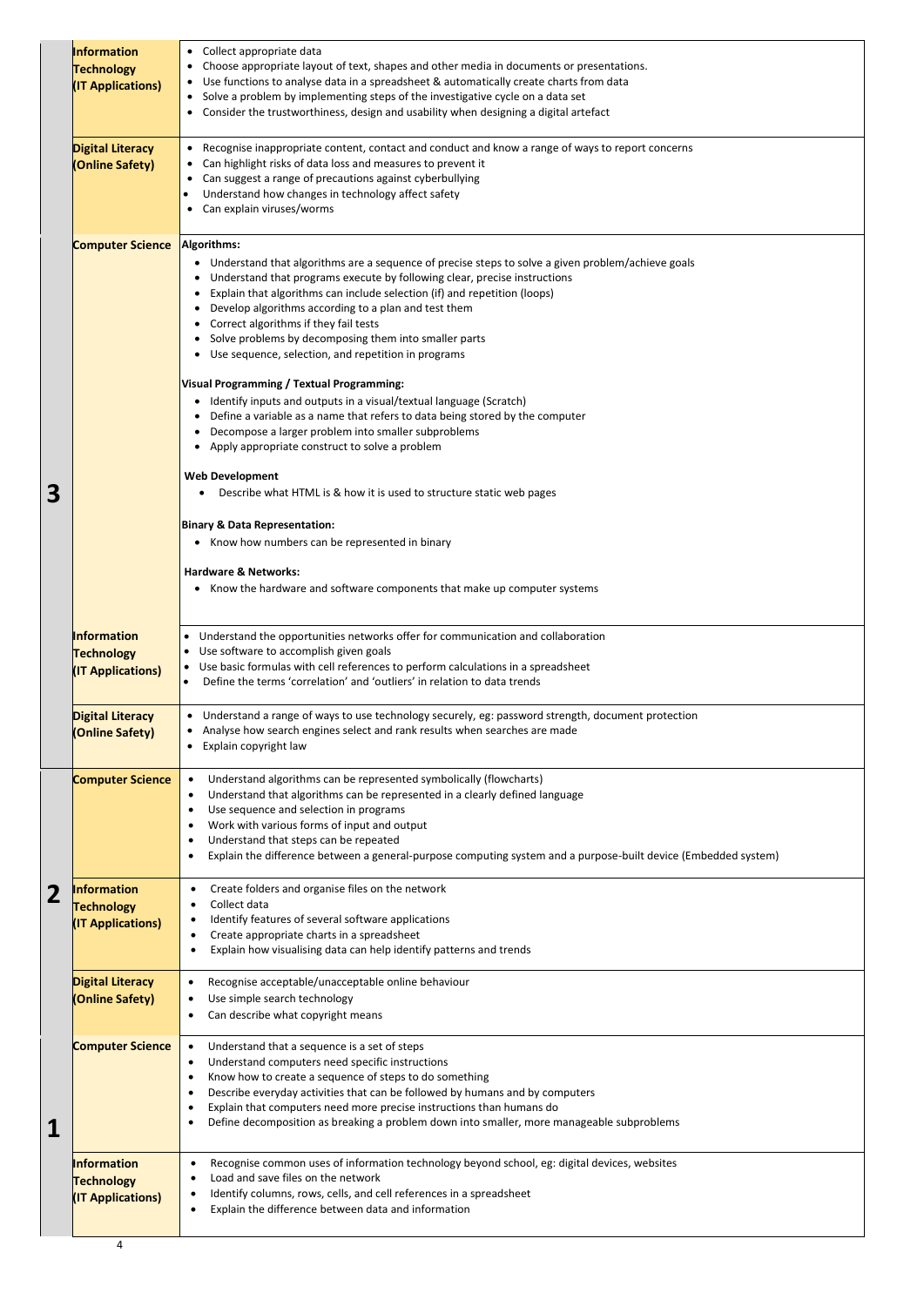| Level | Strand | Objectives |
|---|---|---|
| | **Information Technology (IT Applications)** | • Collect appropriate data<br>• Choose appropriate layout of text, shapes and other media in documents or presentations.<br>• Use functions to analyse data in a spreadsheet & automatically create charts from data<br>• Solve a problem by implementing steps of the investigative cycle on a data set<br>• Consider the trustworthiness, design and usability when designing a digital artefact |
| | **Digital Literacy (Online Safety)** | • Recognise inappropriate content, contact and conduct and know a range of ways to report concerns<br>• Can highlight risks of data loss and measures to prevent it<br>• Can suggest a range of precautions against cyberbullying<br>• Understand how changes in technology affect safety<br>• Can explain viruses/worms |
| **3** | **Computer Science** | **Algorithms:**<br>• Understand that algorithms are a sequence of precise steps to solve a given problem/achieve goals<br>• Understand that programs execute by following clear, precise instructions<br>• Explain that algorithms can include selection (if) and repetition (loops)<br>• Develop algorithms according to a plan and test them<br>• Correct algorithms if they fail tests<br>• Solve problems by decomposing them into smaller parts<br>• Use sequence, selection, and repetition in programs<br><br>**Visual Programming / Textual Programming:**<br>• Identify inputs and outputs in a visual/textual language (Scratch)<br>• Define a variable as a name that refers to data being stored by the computer<br>• Decompose a larger problem into smaller subproblems<br>• Apply appropriate construct to solve a problem<br><br>**Web Development**<br>• Describe what HTML is & how it is used to structure static web pages<br><br>**Binary & Data Representation:**<br>• Know how numbers can be represented in binary<br><br>**Hardware & Networks:**<br>• Know the hardware and software components that make up computer systems |
| | **Information Technology (IT Applications)** | • Understand the opportunities networks offer for communication and collaboration<br>• Use software to accomplish given goals<br>• Use basic formulas with cell references to perform calculations in a spreadsheet<br>• Define the terms 'correlation' and 'outliers' in relation to data trends |
| | **Digital Literacy (Online Safety)** | • Understand a range of ways to use technology securely, eg: password strength, document protection<br>• Analyse how search engines select and rank results when searches are made<br>• Explain copyright law |
| **2** | **Computer Science** | • Understand algorithms can be represented symbolically (flowcharts)<br>• Understand that algorithms can be represented in a clearly defined language<br>• Use sequence and selection in programs<br>• Work with various forms of input and output<br>• Understand that steps can be repeated<br>• Explain the difference between a general-purpose computing system and a purpose-built device (Embedded system) |
| | **Information Technology (IT Applications)** | • Create folders and organise files on the network<br>• Collect data<br>• Identify features of several software applications<br>• Create appropriate charts in a spreadsheet<br>• Explain how visualising data can help identify patterns and trends |
| | **Digital Literacy (Online Safety)** | • Recognise acceptable/unacceptable online behaviour<br>• Use simple search technology<br>• Can describe what copyright means |
| **1** | **Computer Science** | • Understand that a sequence is a set of steps<br>• Understand computers need specific instructions<br>• Know how to create a sequence of steps to do something<br>• Describe everyday activities that can be followed by humans and by computers<br>• Explain that computers need more precise instructions than humans do<br>• Define decomposition as breaking a problem down into smaller, more manageable subproblems |
| | **Information Technology (IT Applications)** | • Recognise common uses of information technology beyond school, eg: digital devices, websites<br>• Load and save files on the network<br>• Identify columns, rows, cells, and cell references in a spreadsheet<br>• Explain the difference between data and information |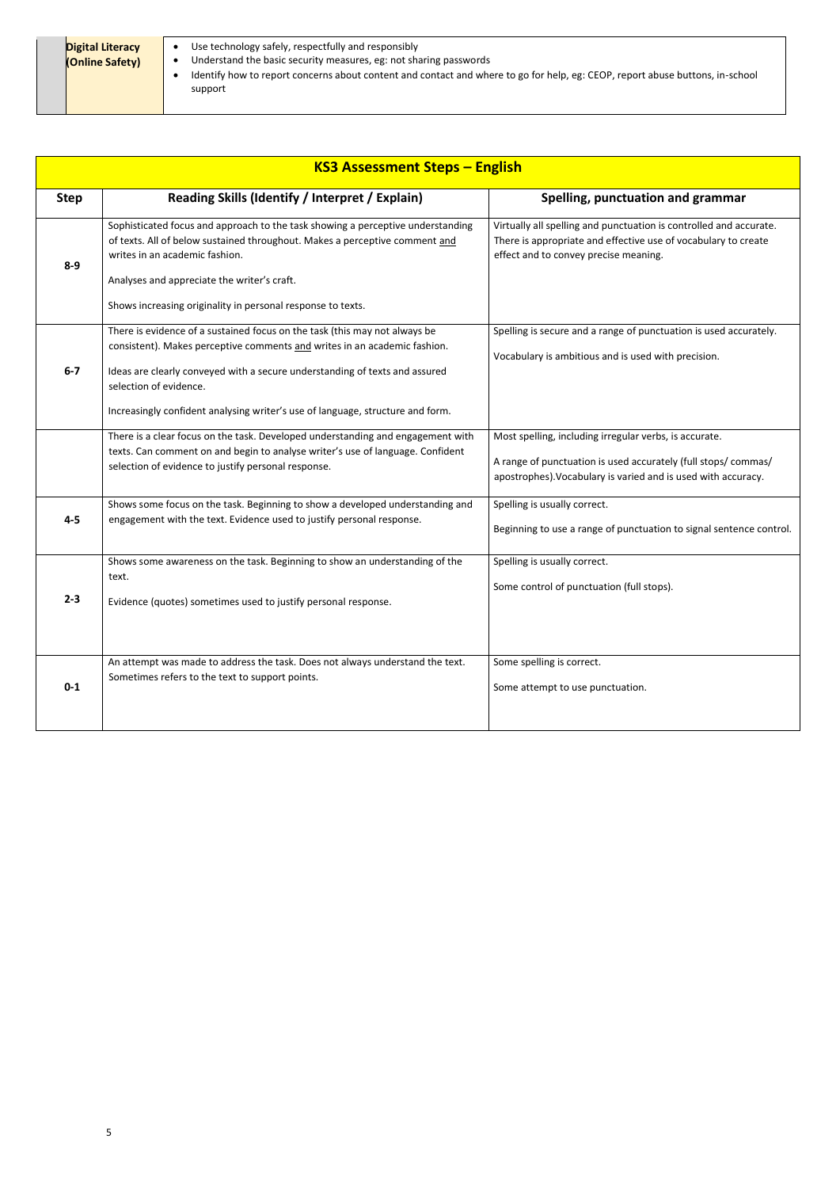| Digital Literacy (Online Safety) | <ul><li>Use technology safely, respectfully and responsibly</li><li>Understand the basic security measures, eg: not sharing passwords</li><li>Identify how to report concerns about content and contact and where to go for help, eg: CEOP, report abuse buttons, in-school support</li></ul> |
|---|---|

## KS3 Assessment Steps – English

| Step | Reading Skills (Identify / Interpret / Explain) | Spelling, punctuation and grammar |
|---|---|---|
| 8-9 | Sophisticated focus and approach to the task showing a perceptive understanding of texts. All of below sustained throughout. Makes a perceptive comment and writes in an academic fashion.<br><br>Analyses and appreciate the writer's craft.<br><br>Shows increasing originality in personal response to texts. | Virtually all spelling and punctuation is controlled and accurate. There is appropriate and effective use of vocabulary to create effect and to convey precise meaning. |
| 6-7 | There is evidence of a sustained focus on the task (this may not always be consistent). Makes perceptive comments and writes in an academic fashion.<br><br>Ideas are clearly conveyed with a secure understanding of texts and assured selection of evidence.<br><br>Increasingly confident analysing writer's use of language, structure and form. | Spelling is secure and a range of punctuation is used accurately.<br><br>Vocabulary is ambitious and is used with precision. |
| | There is a clear focus on the task. Developed understanding and engagement with texts. Can comment on and begin to analyse writer's use of language. Confident selection of evidence to justify personal response. | Most spelling, including irregular verbs, is accurate.<br><br>A range of punctuation is used accurately (full stops/ commas/ apostrophes).Vocabulary is varied and is used with accuracy. |
| 4-5 | Shows some focus on the task. Beginning to show a developed understanding and engagement with the text. Evidence used to justify personal response. | Spelling is usually correct.<br><br>Beginning to use a range of punctuation to signal sentence control. |
| 2-3 | Shows some awareness on the task. Beginning to show an understanding of the text.<br><br>Evidence (quotes) sometimes used to justify personal response. | Spelling is usually correct.<br><br>Some control of punctuation (full stops). |
| 0-1 | An attempt was made to address the task. Does not always understand the text. Sometimes refers to the text to support points. | Some spelling is correct.<br><br>Some attempt to use punctuation. |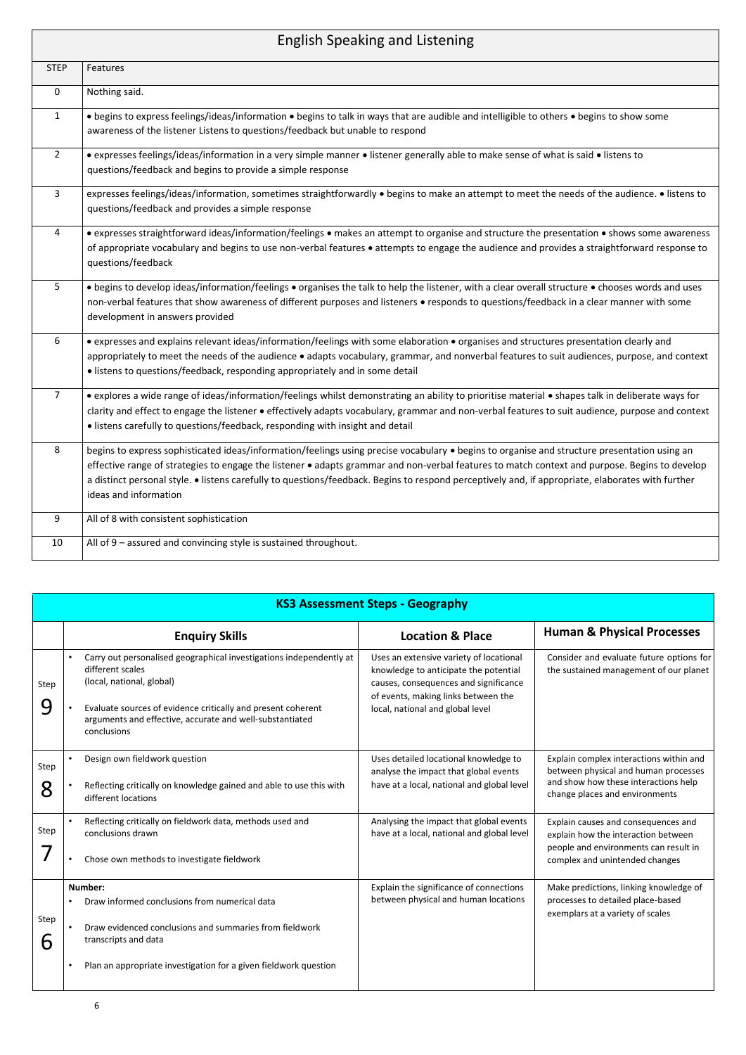## English Speaking and Listening

| STEP | Features |
|---|---|
| 0 | Nothing said. |
| 1 | • begins to express feelings/ideas/information • begins to talk in ways that are audible and intelligible to others • begins to show some awareness of the listener Listens to questions/feedback but unable to respond |
| 2 | • expresses feelings/ideas/information in a very simple manner • listener generally able to make sense of what is said • listens to questions/feedback and begins to provide a simple response |
| 3 | expresses feelings/ideas/information, sometimes straightforwardly • begins to make an attempt to meet the needs of the audience. • listens to questions/feedback and provides a simple response |
| 4 | • expresses straightforward ideas/information/feelings • makes an attempt to organise and structure the presentation • shows some awareness of appropriate vocabulary and begins to use non-verbal features • attempts to engage the audience and provides a straightforward response to questions/feedback |
| 5 | • begins to develop ideas/information/feelings • organises the talk to help the listener, with a clear overall structure • chooses words and uses non-verbal features that show awareness of different purposes and listeners • responds to questions/feedback in a clear manner with some development in answers provided |
| 6 | • expresses and explains relevant ideas/information/feelings with some elaboration • organises and structures presentation clearly and appropriately to meet the needs of the audience • adapts vocabulary, grammar, and nonverbal features to suit audiences, purpose, and context • listens to questions/feedback, responding appropriately and in some detail |
| 7 | • explores a wide range of ideas/information/feelings whilst demonstrating an ability to prioritise material • shapes talk in deliberate ways for clarity and effect to engage the listener • effectively adapts vocabulary, grammar and non-verbal features to suit audience, purpose and context • listens carefully to questions/feedback, responding with insight and detail |
| 8 | begins to express sophisticated ideas/information/feelings using precise vocabulary • begins to organise and structure presentation using an effective range of strategies to engage the listener • adapts grammar and non-verbal features to match context and purpose. Begins to develop a distinct personal style. • listens carefully to questions/feedback. Begins to respond perceptively and, if appropriate, elaborates with further ideas and information |
| 9 | All of 8 with consistent sophistication |
| 10 | All of 9 – assured and convincing style is sustained throughout. |

## KS3 Assessment Steps - Geography

| | Enquiry Skills | Location & Place | Human & Physical Processes |
|---|---|---|---|
| Step 9 | • Carry out personalised geographical investigations independently at different scales (local, national, global)<br>• Evaluate sources of evidence critically and present coherent arguments and effective, accurate and well-substantiated conclusions | Uses an extensive variety of locational knowledge to anticipate the potential causes, consequences and significance of events, making links between the local, national and global level | Consider and evaluate future options for the sustained management of our planet |
| Step 8 | • Design own fieldwork question<br>• Reflecting critically on knowledge gained and able to use this with different locations | Uses detailed locational knowledge to analyse the impact that global events have at a local, national and global level | Explain complex interactions within and between physical and human processes and show how these interactions help change places and environments |
| Step 7 | • Reflecting critically on fieldwork data, methods used and conclusions drawn<br>• Chose own methods to investigate fieldwork | Analysing the impact that global events have at a local, national and global level | Explain causes and consequences and explain how the interaction between people and environments can result in complex and unintended changes |
| Step 6 | **Number:**<br>• Draw informed conclusions from numerical data<br>• Draw evidenced conclusions and summaries from fieldwork transcripts and data<br>• Plan an appropriate investigation for a given fieldwork question | Explain the significance of connections between physical and human locations | Make predictions, linking knowledge of processes to detailed place-based exemplars at a variety of scales |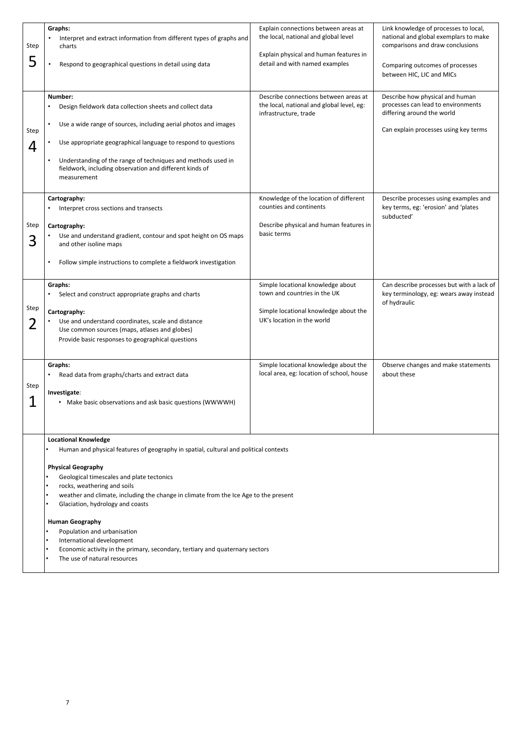| | | | |
|---|---|---|---|
| Step 5 | **Graphs:**<br>• Interpret and extract information from different types of graphs and charts<br>• Respond to geographical questions in detail using data | Explain connections between areas at the local, national and global level<br><br>Explain physical and human features in detail and with named examples | Link knowledge of processes to local, national and global exemplars to make comparisons and draw conclusions<br><br>Comparing outcomes of processes between HIC, LIC and MICs |
| Step 4 | **Number:**<br>• Design fieldwork data collection sheets and collect data<br>• Use a wide range of sources, including aerial photos and images<br>• Use appropriate geographical language to respond to questions<br>• Understanding of the range of techniques and methods used in fieldwork, including observation and different kinds of measurement | Describe connections between areas at the local, national and global level, eg: infrastructure, trade | Describe how physical and human processes can lead to environments differing around the world<br><br>Can explain processes using key terms |
| Step 3 | **Cartography:**<br>• Interpret cross sections and transects<br><br>**Cartography:**<br>• Use and understand gradient, contour and spot height on OS maps and other isoline maps<br>• Follow simple instructions to complete a fieldwork investigation | Knowledge of the location of different counties and continents<br><br>Describe physical and human features in basic terms | Describe processes using examples and key terms, eg: 'erosion' and 'plates subducted' |
| Step 2 | **Graphs:**<br>• Select and construct appropriate graphs and charts<br><br>**Cartography:**<br>• Use and understand coordinates, scale and distance<br>Use common sources (maps, atlases and globes)<br>Provide basic responses to geographical questions | Simple locational knowledge about town and countries in the UK<br><br>Simple locational knowledge about the UK's location in the world | Can describe processes but with a lack of key terminology, eg: wears away instead of hydraulic |
| Step 1 | **Graphs:**<br>• Read data from graphs/charts and extract data<br><br>**Investigate**:<br>• Make basic observations and ask basic questions (WWWWH) | Simple locational knowledge about the local area, eg: location of school, house | Observe changes and make statements about these |

**Locational Knowledge**

- Human and physical features of geography in spatial, cultural and political contexts

**Physical Geography**

- Geological timescales and plate tectonics
- rocks, weathering and soils
- weather and climate, including the change in climate from the Ice Age to the present
- Glaciation, hydrology and coasts

**Human Geography**

- Population and urbanisation
- International development
- Economic activity in the primary, secondary, tertiary and quaternary sectors
- The use of natural resources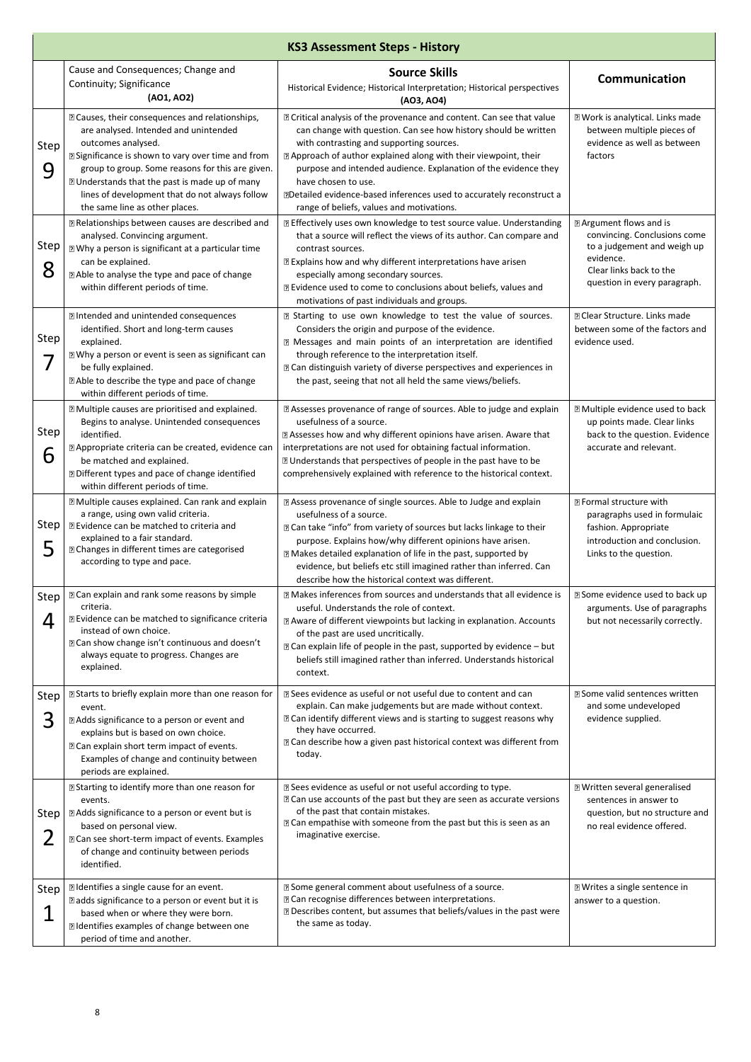| KS3 Assessment Steps - History | | | |
|---|---|---|---|
| | Cause and Consequences; Change and Continuity; Significance **(AO1, AO2)** | **Source Skills** Historical Evidence; Historical Interpretation; Historical perspectives **(AO3, AO4)** | **Communication** |
| Step 9 | Causes, their consequences and relationships, are analysed. Intended and unintended outcomes analysed.<br>Significance is shown to vary over time and from group to group. Some reasons for this are given.<br>Understands that the past is made up of many lines of development that do not always follow the same line as other places. | Critical analysis of the provenance and content. Can see that value can change with question. Can see how history should be written with contrasting and supporting sources.<br>Approach of author explained along with their viewpoint, their purpose and intended audience. Explanation of the evidence they have chosen to use.<br>Detailed evidence-based inferences used to accurately reconstruct a range of beliefs, values and motivations. | Work is analytical. Links made between multiple pieces of evidence as well as between factors |
| Step 8 | Relationships between causes are described and analysed. Convincing argument.<br>Why a person is significant at a particular time can be explained.<br>Able to analyse the type and pace of change within different periods of time. | Effectively uses own knowledge to test source value. Understanding that a source will reflect the views of its author. Can compare and contrast sources.<br>Explains how and why different interpretations have arisen especially among secondary sources.<br>Evidence used to come to conclusions about beliefs, values and motivations of past individuals and groups. | Argument flows and is convincing. Conclusions come to a judgement and weigh up evidence.<br>Clear links back to the question in every paragraph. |
| Step 7 | Intended and unintended consequences identified. Short and long-term causes explained.<br>Why a person or event is seen as significant can be fully explained.<br>Able to describe the type and pace of change within different periods of time. | Starting to use own knowledge to test the value of sources. Considers the origin and purpose of the evidence.<br>Messages and main points of an interpretation are identified through reference to the interpretation itself.<br>Can distinguish variety of diverse perspectives and experiences in the past, seeing that not all held the same views/beliefs. | Clear Structure. Links made between some of the factors and evidence used. |
| Step 6 | Multiple causes are prioritised and explained. Begins to analyse. Unintended consequences identified.<br>Appropriate criteria can be created, evidence can be matched and explained.<br>Different types and pace of change identified within different periods of time. | Assesses provenance of range of sources. Able to judge and explain usefulness of a source.<br>Assesses how and why different opinions have arisen. Aware that interpretations are not used for obtaining factual information.<br>Understands that perspectives of people in the past have to be comprehensively explained with reference to the historical context. | Multiple evidence used to back up points made. Clear links back to the question. Evidence accurate and relevant. |
| Step 5 | Multiple causes explained. Can rank and explain a range, using own valid criteria.<br>Evidence can be matched to criteria and explained to a fair standard.<br>Changes in different times are categorised according to type and pace. | Assess provenance of single sources. Able to Judge and explain usefulness of a source.<br>Can take "info" from variety of sources but lacks linkage to their purpose. Explains how/why different opinions have arisen.<br>Makes detailed explanation of life in the past, supported by evidence, but beliefs etc still imagined rather than inferred. Can describe how the historical context was different. | Formal structure with paragraphs used in formulaic fashion. Appropriate introduction and conclusion. Links to the question. |
| Step 4 | Can explain and rank some reasons by simple criteria.<br>Evidence can be matched to significance criteria instead of own choice.<br>Can show change isn't continuous and doesn't always equate to progress. Changes are explained. | Makes inferences from sources and understands that all evidence is useful. Understands the role of context.<br>Aware of different viewpoints but lacking in explanation. Accounts of the past are used uncritically.<br>Can explain life of people in the past, supported by evidence – but beliefs still imagined rather than inferred. Understands historical context. | Some evidence used to back up arguments. Use of paragraphs but not necessarily correctly. |
| Step 3 | Starts to briefly explain more than one reason for event.<br>Adds significance to a person or event and explains but is based on own choice.<br>Can explain short term impact of events. Examples of change and continuity between periods are explained. | Sees evidence as useful or not useful due to content and can explain. Can make judgements but are made without context.<br>Can identify different views and is starting to suggest reasons why they have occurred.<br>Can describe how a given past historical context was different from today. | Some valid sentences written and some undeveloped evidence supplied. |
| Step 2 | Starting to identify more than one reason for events.<br>Adds significance to a person or event but is based on personal view.<br>Can see short-term impact of events. Examples of change and continuity between periods identified. | Sees evidence as useful or not useful according to type.<br>Can use accounts of the past but they are seen as accurate versions of the past that contain mistakes.<br>Can empathise with someone from the past but this is seen as an imaginative exercise. | Written several generalised sentences in answer to question, but no structure and no real evidence offered. |
| Step 1 | Identifies a single cause for an event.<br>adds significance to a person or event but it is based when or where they were born.<br>Identifies examples of change between one period of time and another. | Some general comment about usefulness of a source.<br>Can recognise differences between interpretations.<br>Describes content, but assumes that beliefs/values in the past were the same as today. | Writes a single sentence in answer to a question. |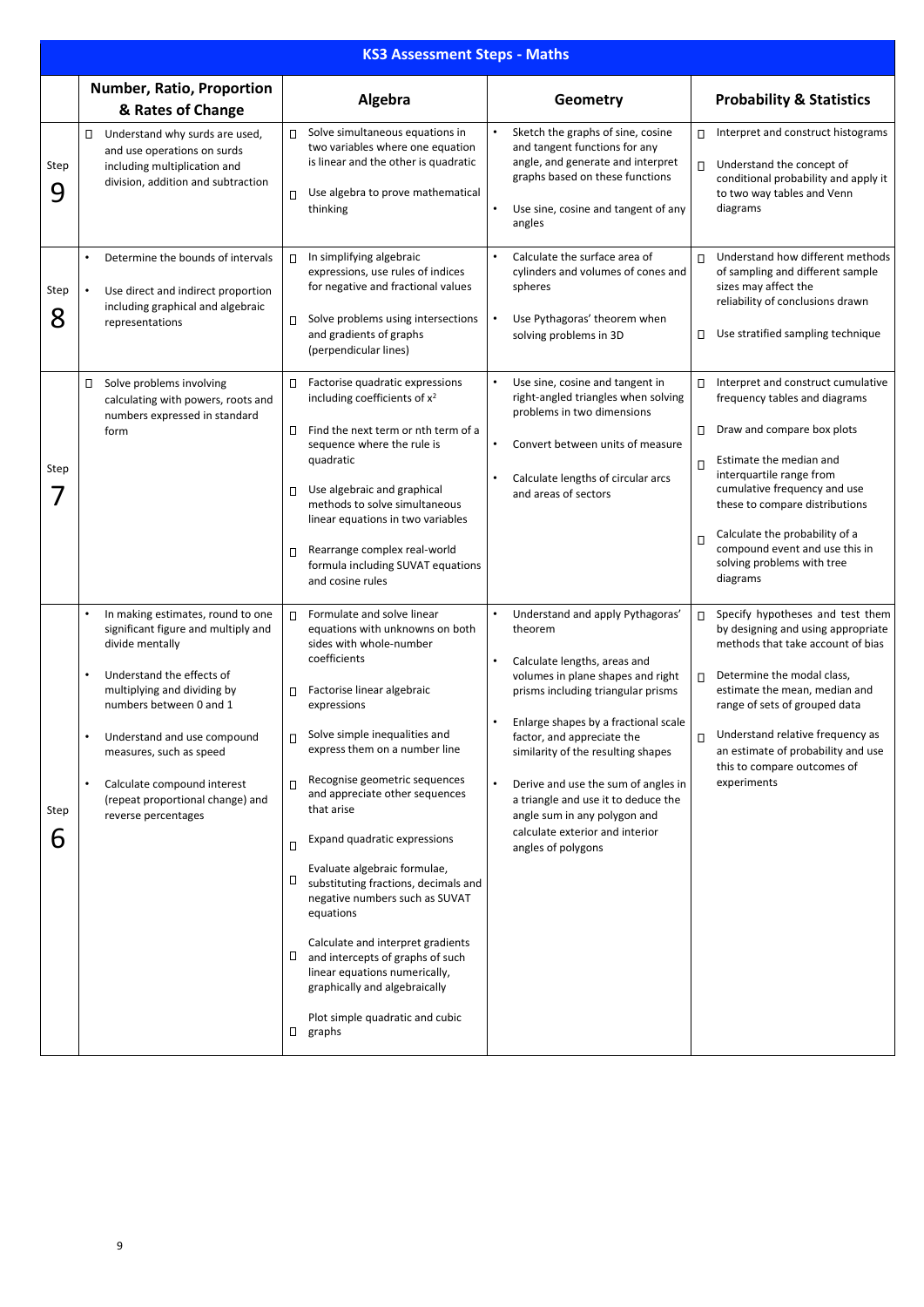| KS3 Assessment Steps - Maths | | | | |
|---|---|---|---|---|
| | **Number, Ratio, Proportion & Rates of Change** | **Algebra** | **Geometry** | **Probability & Statistics** |
| Step 9 | Understand why surds are used, and use operations on surds including multiplication and division, addition and subtraction | Solve simultaneous equations in two variables where one equation is linear and the other is quadratic<br><br>Use algebra to prove mathematical thinking | • Sketch the graphs of sine, cosine and tangent functions for any angle, and generate and interpret graphs based on these functions<br><br>• Use sine, cosine and tangent of any angles | Interpret and construct histograms<br><br>Understand the concept of conditional probability and apply it to two way tables and Venn diagrams |
| Step 8 | • Determine the bounds of intervals<br><br>• Use direct and indirect proportion including graphical and algebraic representations | In simplifying algebraic expressions, use rules of indices for negative and fractional values<br><br>Solve problems using intersections and gradients of graphs (perpendicular lines) | • Calculate the surface area of cylinders and volumes of cones and spheres<br><br>• Use Pythagoras' theorem when solving problems in 3D | Understand how different methods of sampling and different sample sizes may affect the reliability of conclusions drawn<br><br>Use stratified sampling technique |
| Step 7 | Solve problems involving calculating with powers, roots and numbers expressed in standard form | Factorise quadratic expressions including coefficients of $x^2$<br><br>Find the next term or nth term of a sequence where the rule is quadratic<br><br>Use algebraic and graphical methods to solve simultaneous linear equations in two variables<br><br>Rearrange complex real-world formula including SUVAT equations and cosine rules | • Use sine, cosine and tangent in right-angled triangles when solving problems in two dimensions<br><br>• Convert between units of measure<br><br>• Calculate lengths of circular arcs and areas of sectors | Interpret and construct cumulative frequency tables and diagrams<br><br>Draw and compare box plots<br><br>Estimate the median and interquartile range from cumulative frequency and use these to compare distributions<br><br>Calculate the probability of a compound event and use this in solving problems with tree diagrams |
| Step 6 | • In making estimates, round to one significant figure and multiply and divide mentally<br><br>• Understand the effects of multiplying and dividing by numbers between 0 and 1<br><br>• Understand and use compound measures, such as speed<br><br>• Calculate compound interest (repeat proportional change) and reverse percentages | Formulate and solve linear equations with unknowns on both sides with whole-number coefficients<br><br>Factorise linear algebraic expressions<br><br>Solve simple inequalities and express them on a number line<br><br>Recognise geometric sequences and appreciate other sequences that arise<br><br>Expand quadratic expressions<br><br>Evaluate algebraic formulae, substituting fractions, decimals and negative numbers such as SUVAT equations<br><br>Calculate and interpret gradients and intercepts of graphs of such linear equations numerically, graphically and algebraically<br><br>Plot simple quadratic and cubic graphs | • Understand and apply Pythagoras' theorem<br><br>• Calculate lengths, areas and volumes in plane shapes and right prisms including triangular prisms<br><br>• Enlarge shapes by a fractional scale factor, and appreciate the similarity of the resulting shapes<br><br>• Derive and use the sum of angles in a triangle and use it to deduce the angle sum in any polygon and calculate exterior and interior angles of polygons | Specify hypotheses and test them by designing and using appropriate methods that take account of bias<br><br>Determine the modal class, estimate the mean, median and range of sets of grouped data<br><br>Understand relative frequency as an estimate of probability and use this to compare outcomes of experiments |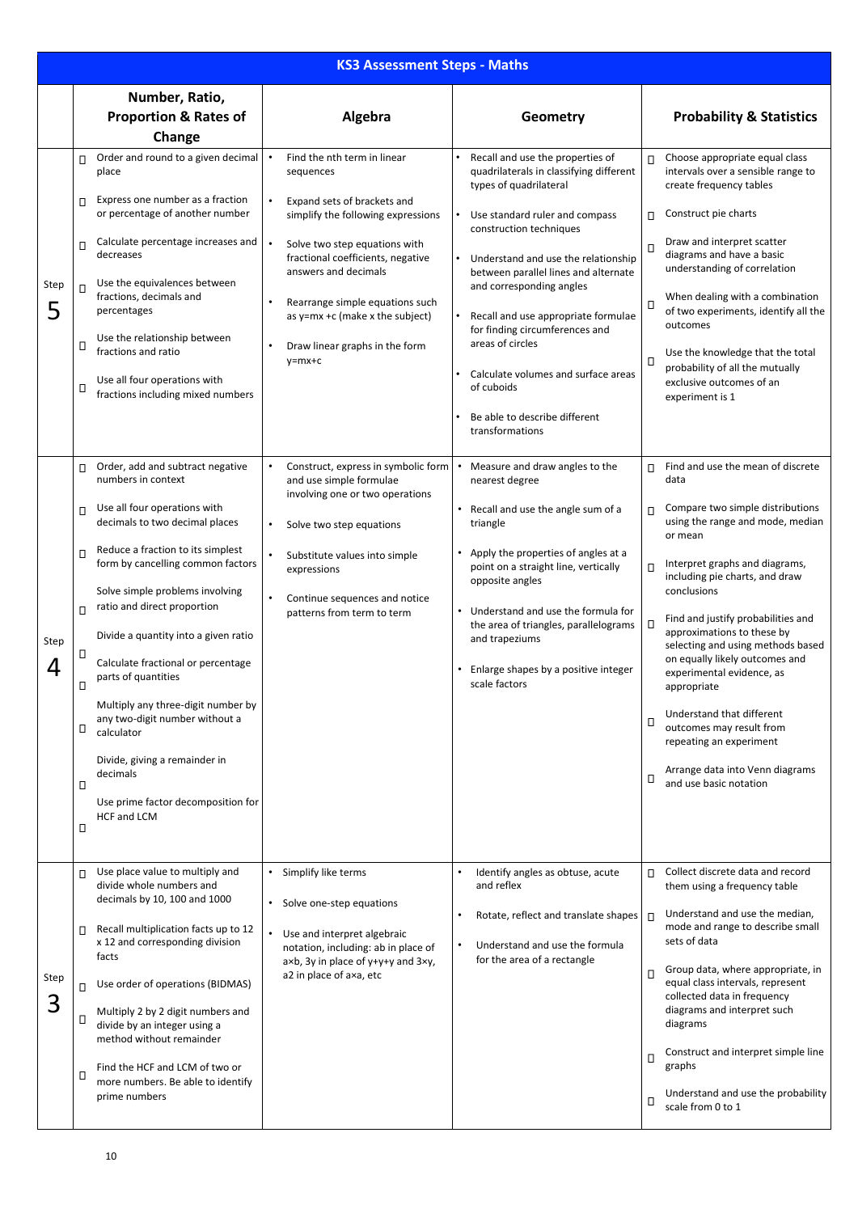| KS3 Assessment Steps - Maths | | | | |
|---|---|---|---|---|
| | **Number, Ratio, Proportion & Rates of Change** | **Algebra** | **Geometry** | **Probability & Statistics** |
| Step 5 | Order and round to a given decimal place<br><br>Express one number as a fraction or percentage of another number<br><br>Calculate percentage increases and decreases<br><br>Use the equivalences between fractions, decimals and percentages<br><br>Use the relationship between fractions and ratio<br><br>Use all four operations with fractions including mixed numbers | • Find the nth term in linear sequences<br><br>• Expand sets of brackets and simplify the following expressions<br><br>• Solve two step equations with fractional coefficients, negative answers and decimals<br><br>• Rearrange simple equations such as y=mx +c (make x the subject)<br><br>• Draw linear graphs in the form y=mx+c | • Recall and use the properties of quadrilaterals in classifying different types of quadrilateral<br><br>• Use standard ruler and compass construction techniques<br><br>• Understand and use the relationship between parallel lines and alternate and corresponding angles<br><br>• Recall and use appropriate formulae for finding circumferences and areas of circles<br><br>• Calculate volumes and surface areas of cuboids<br><br>• Be able to describe different transformations | Choose appropriate equal class intervals over a sensible range to create frequency tables<br><br>Construct pie charts<br><br>Draw and interpret scatter diagrams and have a basic understanding of correlation<br><br>When dealing with a combination of two experiments, identify all the outcomes<br><br>Use the knowledge that the total probability of all the mutually exclusive outcomes of an experiment is 1 |
| Step 4 | Order, add and subtract negative numbers in context<br><br>Use all four operations with decimals to two decimal places<br><br>Reduce a fraction to its simplest form by cancelling common factors<br><br>Solve simple problems involving ratio and direct proportion<br><br>Divide a quantity into a given ratio<br><br>Calculate fractional or percentage parts of quantities<br><br>Multiply any three-digit number by any two-digit number without a calculator<br><br>Divide, giving a remainder in decimals<br><br>Use prime factor decomposition for HCF and LCM | • Construct, express in symbolic form and use simple formulae involving one or two operations<br><br>• Solve two step equations<br><br>• Substitute values into simple expressions<br><br>• Continue sequences and notice patterns from term to term | • Measure and draw angles to the nearest degree<br><br>• Recall and use the angle sum of a triangle<br><br>• Apply the properties of angles at a point on a straight line, vertically opposite angles<br><br>• Understand and use the formula for the area of triangles, parallelograms and trapeziums<br><br>• Enlarge shapes by a positive integer scale factors | Find and use the mean of discrete data<br><br>Compare two simple distributions using the range and mode, median or mean<br><br>Interpret graphs and diagrams, including pie charts, and draw conclusions<br><br>Find and justify probabilities and approximations to these by selecting and using methods based on equally likely outcomes and experimental evidence, as appropriate<br><br>Understand that different outcomes may result from repeating an experiment<br><br>Arrange data into Venn diagrams and use basic notation |
| Step 3 | Use place value to multiply and divide whole numbers and decimals by 10, 100 and 1000<br><br>Recall multiplication facts up to 12 x 12 and corresponding division facts<br><br>Use order of operations (BIDMAS)<br><br>Multiply 2 by 2 digit numbers and divide by an integer using a method without remainder<br><br>Find the HCF and LCM of two or more numbers. Be able to identify prime numbers | • Simplify like terms<br><br>• Solve one-step equations<br><br>• Use and interpret algebraic notation, including: ab in place of a×b, 3y in place of y+y+y and 3×y, a2 in place of a×a, etc | • Identify angles as obtuse, acute and reflex<br><br>• Rotate, reflect and translate shapes<br><br>• Understand and use the formula for the area of a rectangle | Collect discrete data and record them using a frequency table<br><br>Understand and use the median, mode and range to describe small sets of data<br><br>Group data, where appropriate, in equal class intervals, represent collected data in frequency diagrams and interpret such diagrams<br><br>Construct and interpret simple line graphs<br><br>Understand and use the probability scale from 0 to 1 |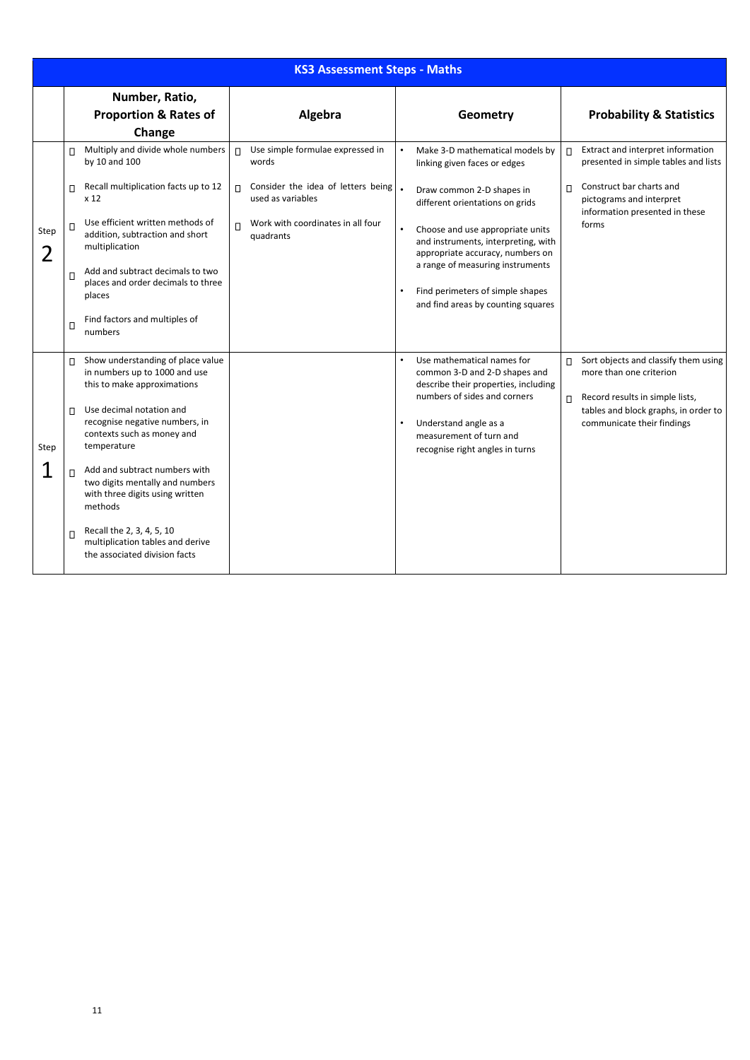| KS3 Assessment Steps - Maths | | | | |
|---|---|---|---|---|
| | **Number, Ratio, Proportion & Rates of Change** | **Algebra** | **Geometry** | **Probability & Statistics** |
| Step 2 | • Multiply and divide whole numbers by 10 and 100<br>• Recall multiplication facts up to 12 x 12<br>• Use efficient written methods of addition, subtraction and short multiplication<br>• Add and subtract decimals to two places and order decimals to three places<br>• Find factors and multiples of numbers | • Use simple formulae expressed in words<br>• Consider the idea of letters being used as variables<br>• Work with coordinates in all four quadrants | • Make 3-D mathematical models by linking given faces or edges<br>• Draw common 2-D shapes in different orientations on grids<br>• Choose and use appropriate units and instruments, interpreting, with appropriate accuracy, numbers on a range of measuring instruments<br>• Find perimeters of simple shapes and find areas by counting squares | • Extract and interpret information presented in simple tables and lists<br>• Construct bar charts and pictograms and interpret information presented in these forms |
| Step 1 | • Show understanding of place value in numbers up to 1000 and use this to make approximations<br>• Use decimal notation and recognise negative numbers, in contexts such as money and temperature<br>• Add and subtract numbers with two digits mentally and numbers with three digits using written methods<br>• Recall the 2, 3, 4, 5, 10 multiplication tables and derive the associated division facts | | • Use mathematical names for common 3-D and 2-D shapes and describe their properties, including numbers of sides and corners<br>• Understand angle as a measurement of turn and recognise right angles in turns | • Sort objects and classify them using more than one criterion<br>• Record results in simple lists, tables and block graphs, in order to communicate their findings |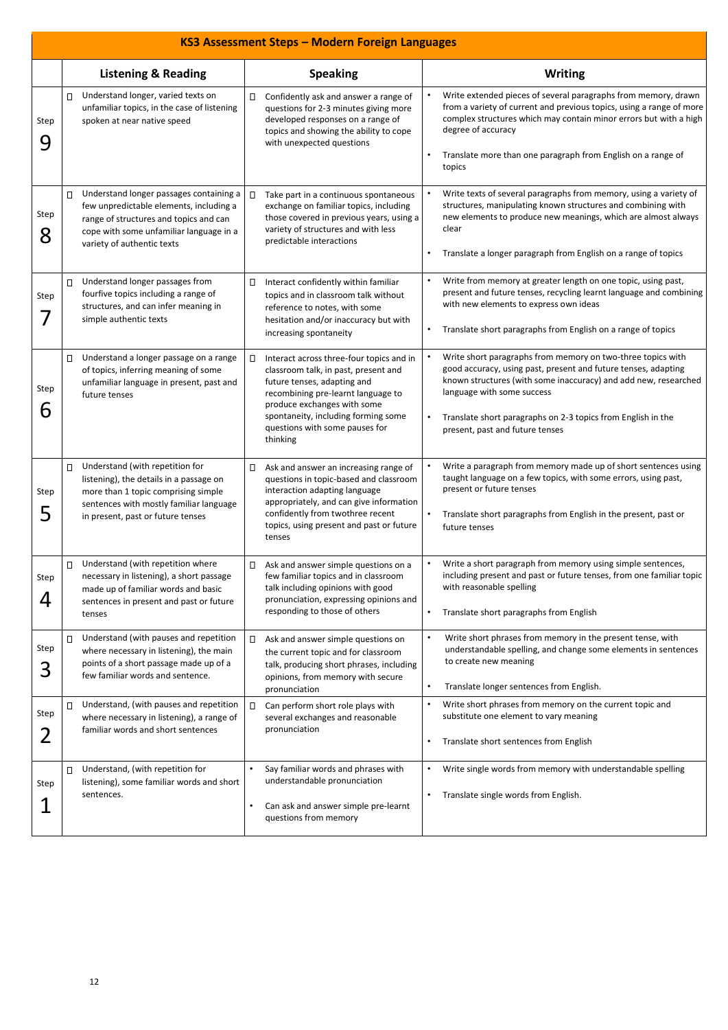| KS3 Assessment Steps – Modern Foreign Languages | | | |
|---|---|---|---|
| | **Listening & Reading** | **Speaking** | **Writing** |
| Step 9 | Understand longer, varied texts on unfamiliar topics, in the case of listening spoken at near native speed | Confidently ask and answer a range of questions for 2-3 minutes giving more developed responses on a range of topics and showing the ability to cope with unexpected questions | • Write extended pieces of several paragraphs from memory, drawn from a variety of current and previous topics, using a range of more complex structures which may contain minor errors but with a high degree of accuracy<br>• Translate more than one paragraph from English on a range of topics |
| Step 8 | Understand longer passages containing a few unpredictable elements, including a range of structures and topics and can cope with some unfamiliar language in a variety of authentic texts | Take part in a continuous spontaneous exchange on familiar topics, including those covered in previous years, using a variety of structures and with less predictable interactions | • Write texts of several paragraphs from memory, using a variety of structures, manipulating known structures and combining with new elements to produce new meanings, which are almost always clear<br>• Translate a longer paragraph from English on a range of topics |
| Step 7 | Understand longer passages from fourfive topics including a range of structures, and can infer meaning in simple authentic texts | Interact confidently within familiar topics and in classroom talk without reference to notes, with some hesitation and/or inaccuracy but with increasing spontaneity | • Write from memory at greater length on one topic, using past, present and future tenses, recycling learnt language and combining with new elements to express own ideas<br>• Translate short paragraphs from English on a range of topics |
| Step 6 | Understand a longer passage on a range of topics, inferring meaning of some unfamiliar language in present, past and future tenses | Interact across three-four topics and in classroom talk, in past, present and future tenses, adapting and recombining pre-learnt language to produce exchanges with some spontaneity, including forming some questions with some pauses for thinking | • Write short paragraphs from memory on two-three topics with good accuracy, using past, present and future tenses, adapting known structures (with some inaccuracy) and add new, researched language with some success<br>• Translate short paragraphs on 2-3 topics from English in the present, past and future tenses |
| Step 5 | Understand (with repetition for listening), the details in a passage on more than 1 topic comprising simple sentences with mostly familiar language in present, past or future tenses | Ask and answer an increasing range of questions in topic-based and classroom interaction adapting language appropriately, and can give information confidently from twothree recent topics, using present and past or future tenses | • Write a paragraph from memory made up of short sentences using taught language on a few topics, with some errors, using past, present or future tenses<br>• Translate short paragraphs from English in the present, past or future tenses |
| Step 4 | Understand (with repetition where necessary in listening), a short passage made up of familiar words and basic sentences in present and past or future tenses | Ask and answer simple questions on a few familiar topics and in classroom talk including opinions with good pronunciation, expressing opinions and responding to those of others | • Write a short paragraph from memory using simple sentences, including present and past or future tenses, from one familiar topic with reasonable spelling<br>• Translate short paragraphs from English |
| Step 3 | Understand (with pauses and repetition where necessary in listening), the main points of a short passage made up of a few familiar words and sentence. | Ask and answer simple questions on the current topic and for classroom talk, producing short phrases, including opinions, from memory with secure pronunciation | • Write short phrases from memory in the present tense, with understandable spelling, and change some elements in sentences to create new meaning<br>• Translate longer sentences from English. |
| Step 2 | Understand, (with pauses and repetition where necessary in listening), a range of familiar words and short sentences | Can perform short role plays with several exchanges and reasonable pronunciation | • Write short phrases from memory on the current topic and substitute one element to vary meaning<br>• Translate short sentences from English |
| Step 1 | Understand, (with repetition for listening), some familiar words and short sentences. | • Say familiar words and phrases with understandable pronunciation<br>• Can ask and answer simple pre-learnt questions from memory | • Write single words from memory with understandable spelling<br>• Translate single words from English. |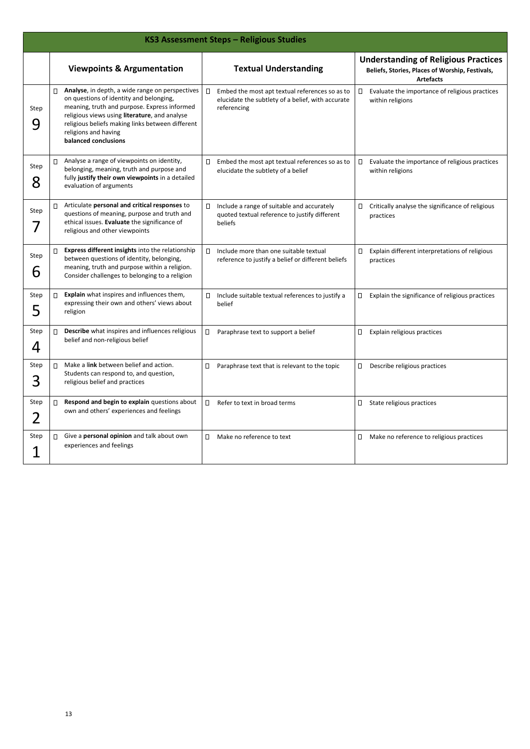| KS3 Assessment Steps – Religious Studies | | | |
|---|---|---|---|
| | **Viewpoints & Argumentation** | **Textual Understanding** | **Understanding of Religious Practices** **Beliefs, Stories, Places of Worship, Festivals, Artefacts** |
| Step 9 | **Analyse**, in depth, a wide range on perspectives on questions of identity and belonging, meaning, truth and purpose. Express informed religious views using **literature**, and analyse religious beliefs making links between different religions and having **balanced conclusions** | Embed the most apt textual references so as to elucidate the subtlety of a belief, with accurate referencing | Evaluate the importance of religious practices within religions |
| Step 8 | Analyse a range of viewpoints on identity, belonging, meaning, truth and purpose and fully **justify their own viewpoints** in a detailed evaluation of arguments | Embed the most apt textual references so as to elucidate the subtlety of a belief | Evaluate the importance of religious practices within religions |
| Step 7 | Articulate **personal and critical responses** to questions of meaning, purpose and truth and ethical issues. **Evaluate** the significance of religious and other viewpoints | Include a range of suitable and accurately quoted textual reference to justify different beliefs | Critically analyse the significance of religious practices |
| Step 6 | **Express different insights** into the relationship between questions of identity, belonging, meaning, truth and purpose within a religion. Consider challenges to belonging to a religion | Include more than one suitable textual reference to justify a belief or different beliefs | Explain different interpretations of religious practices |
| Step 5 | **Explain** what inspires and influences them, expressing their own and others' views about religion | Include suitable textual references to justify a belief | Explain the significance of religious practices |
| Step 4 | **Describe** what inspires and influences religious belief and non-religious belief | Paraphrase text to support a belief | Explain religious practices |
| Step 3 | Make a l**ink** between belief and action. Students can respond to, and question, religious belief and practices | Paraphrase text that is relevant to the topic | Describe religious practices |
| Step 2 | **Respond and begin to explain** questions about own and others' experiences and feelings | Refer to text in broad terms | State religious practices |
| Step 1 | Give a **personal opinion** and talk about own experiences and feelings | Make no reference to text | Make no reference to religious practices |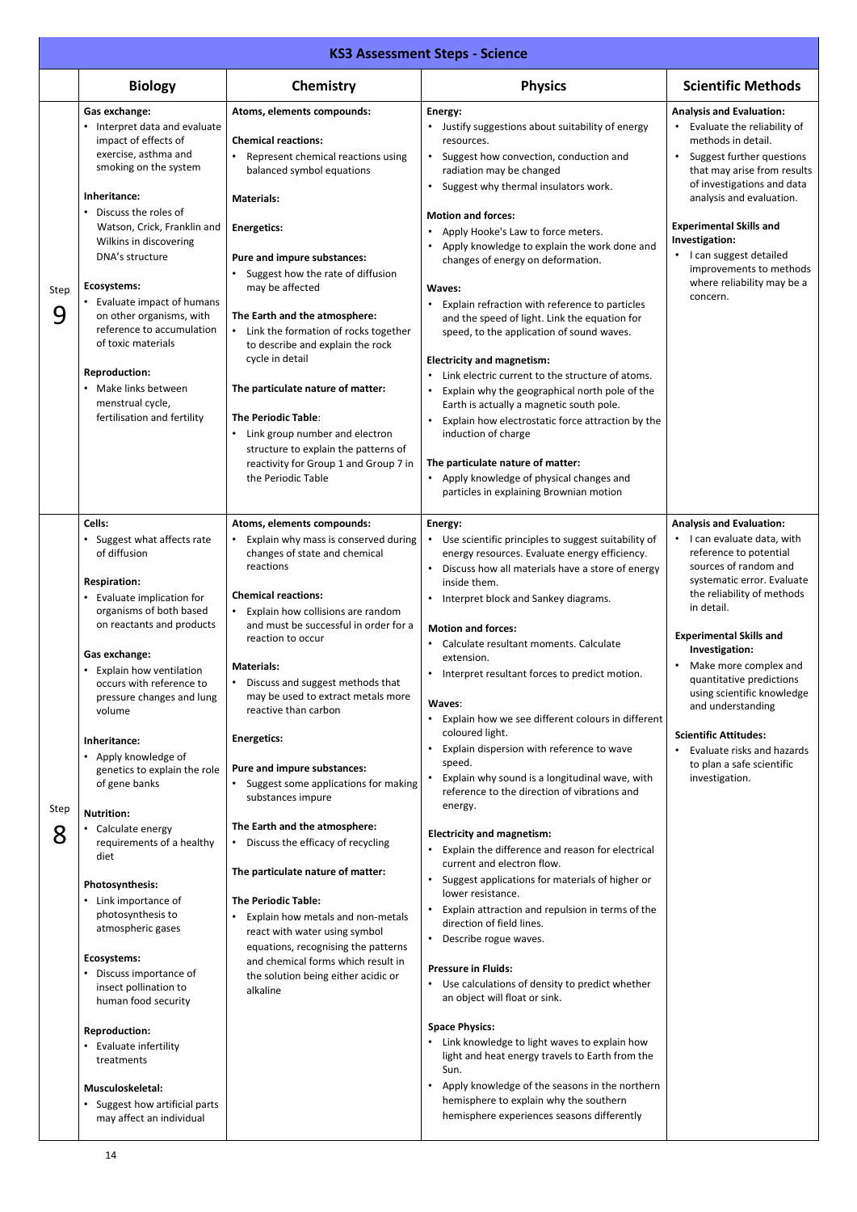# KS3 Assessment Steps - Science

| | Biology | Chemistry | Physics | Scientific Methods |
|---|---|---|---|---|
| Step 9 | **Gas exchange:**<br>• Interpret data and evaluate impact of effects of exercise, asthma and smoking on the system<br><br>**Inheritance:**<br>• Discuss the roles of Watson, Crick, Franklin and Wilkins in discovering DNA's structure<br><br>**Ecosystems:**<br>• Evaluate impact of humans on other organisms, with reference to accumulation of toxic materials<br><br>**Reproduction:**<br>• Make links between menstrual cycle, fertilisation and fertility | **Atoms, elements compounds:**<br><br>**Chemical reactions:**<br>• Represent chemical reactions using balanced symbol equations<br><br>**Materials:**<br><br>**Energetics:**<br><br>**Pure and impure substances:**<br>• Suggest how the rate of diffusion may be affected<br><br>**The Earth and the atmosphere:**<br>• Link the formation of rocks together to describe and explain the rock cycle in detail<br><br>**The particulate nature of matter:**<br><br>**The Periodic Table:**<br>• Link group number and electron structure to explain the patterns of reactivity for Group 1 and Group 7 in the Periodic Table | **Energy:**<br>• Justify suggestions about suitability of energy resources.<br>• Suggest how convection, conduction and radiation may be changed<br>• Suggest why thermal insulators work.<br><br>**Motion and forces:**<br>• Apply Hooke's Law to force meters.<br>• Apply knowledge to explain the work done and changes of energy on deformation.<br><br>**Waves:**<br>• Explain refraction with reference to particles and the speed of light. Link the equation for speed, to the application of sound waves.<br><br>**Electricity and magnetism:**<br>• Link electric current to the structure of atoms.<br>• Explain why the geographical north pole of the Earth is actually a magnetic south pole.<br>• Explain how electrostatic force attraction by the induction of charge<br><br>**The particulate nature of matter:**<br>• Apply knowledge of physical changes and particles in explaining Brownian motion | **Analysis and Evaluation:**<br>• Evaluate the reliability of methods in detail.<br>• Suggest further questions that may arise from results of investigations and data analysis and evaluation.<br><br>**Experimental Skills and Investigation:**<br>• I can suggest detailed improvements to methods where reliability may be a concern. |
| Step 8 | **Cells:**<br>• Suggest what affects rate of diffusion<br><br>**Respiration:**<br>• Evaluate implication for organisms of both based on reactants and products<br><br>**Gas exchange:**<br>• Explain how ventilation occurs with reference to pressure changes and lung volume<br><br>**Inheritance:**<br>• Apply knowledge of genetics to explain the role of gene banks<br><br>**Nutrition:**<br>• Calculate energy requirements of a healthy diet<br><br>**Photosynthesis:**<br>• Link importance of photosynthesis to atmospheric gases<br><br>**Ecosystems:**<br>• Discuss importance of insect pollination to human food security<br><br>**Reproduction:**<br>• Evaluate infertility treatments<br><br>**Musculoskeletal:**<br>• Suggest how artificial parts may affect an individual | **Atoms, elements compounds:**<br>• Explain why mass is conserved during changes of state and chemical reactions<br><br>**Chemical reactions:**<br>• Explain how collisions are random and must be successful in order for a reaction to occur<br><br>**Materials:**<br>• Discuss and suggest methods that may be used to extract metals more reactive than carbon<br><br>**Energetics:**<br><br>**Pure and impure substances:**<br>• Suggest some applications for making substances impure<br><br>**The Earth and the atmosphere:**<br>• Discuss the efficacy of recycling<br><br>**The particulate nature of matter:**<br><br>**The Periodic Table:**<br>• Explain how metals and non-metals react with water using symbol equations, recognising the patterns and chemical forms which result in the solution being either acidic or alkaline | **Energy:**<br>• Use scientific principles to suggest suitability of energy resources. Evaluate energy efficiency.<br>• Discuss how all materials have a store of energy inside them.<br>• Interpret block and Sankey diagrams.<br><br>**Motion and forces:**<br>• Calculate resultant moments. Calculate extension.<br>• Interpret resultant forces to predict motion.<br><br>**Waves:**<br>• Explain how we see different colours in different coloured light.<br>• Explain dispersion with reference to wave speed.<br>• Explain why sound is a longitudinal wave, with reference to the direction of vibrations and energy.<br><br>**Electricity and magnetism:**<br>• Explain the difference and reason for electrical current and electron flow.<br>• Suggest applications for materials of higher or lower resistance.<br>• Explain attraction and repulsion in terms of the direction of field lines.<br>• Describe rogue waves.<br><br>**Pressure in Fluids:**<br>• Use calculations of density to predict whether an object will float or sink.<br><br>**Space Physics:**<br>• Link knowledge to light waves to explain how light and heat energy travels to Earth from the Sun.<br>• Apply knowledge of the seasons in the northern hemisphere to explain why the southern hemisphere experiences seasons differently | **Analysis and Evaluation:**<br>• I can evaluate data, with reference to potential sources of random and systematic error. Evaluate the reliability of methods in detail.<br><br>**Experimental Skills and Investigation:**<br>• Make more complex and quantitative predictions using scientific knowledge and understanding<br><br>**Scientific Attitudes:**<br>• Evaluate risks and hazards to plan a safe scientific investigation. |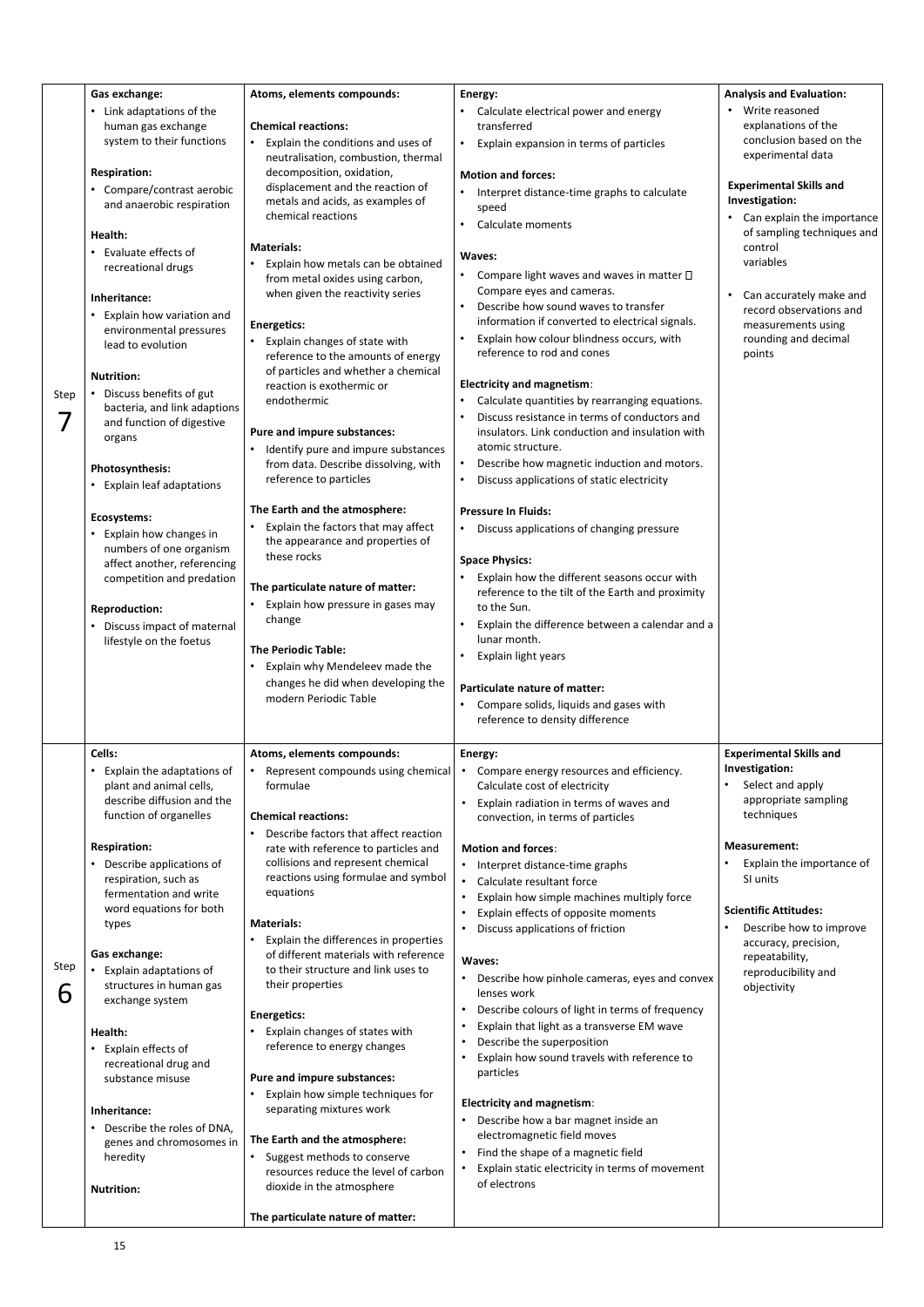| | | | | |
|---|---|---|---|---|
| Step 7 | **Gas exchange:**<br>• Link adaptations of the human gas exchange system to their functions<br><br>**Respiration:**<br>• Compare/contrast aerobic and anaerobic respiration<br><br>**Health:**<br>• Evaluate effects of recreational drugs<br><br>**Inheritance:**<br>• Explain how variation and environmental pressures lead to evolution<br><br>**Nutrition:**<br>• Discuss benefits of gut bacteria, and link adaptions and function of digestive organs<br><br>**Photosynthesis:**<br>• Explain leaf adaptations<br><br>**Ecosystems:**<br>• Explain how changes in numbers of one organism affect another, referencing competition and predation<br><br>**Reproduction:**<br>• Discuss impact of maternal lifestyle on the foetus | **Atoms, elements compounds:**<br><br>**Chemical reactions:**<br>• Explain the conditions and uses of neutralisation, combustion, thermal decomposition, oxidation, displacement and the reaction of metals and acids, as examples of chemical reactions<br><br>**Materials:**<br>• Explain how metals can be obtained from metal oxides using carbon, when given the reactivity series<br><br>**Energetics:**<br>• Explain changes of state with reference to the amounts of energy of particles and whether a chemical reaction is exothermic or endothermic<br><br>**Pure and impure substances:**<br>• Identify pure and impure substances from data. Describe dissolving, with reference to particles<br><br>**The Earth and the atmosphere:**<br>• Explain the factors that may affect the appearance and properties of these rocks<br><br>**The particulate nature of matter:**<br>• Explain how pressure in gases may change<br><br>**The Periodic Table:**<br>• Explain why Mendeleev made the changes he did when developing the modern Periodic Table | **Energy:**<br>• Calculate electrical power and energy transferred<br>• Explain expansion in terms of particles<br><br>**Motion and forces:**<br>• Interpret distance-time graphs to calculate speed<br>• Calculate moments<br><br>**Waves:**<br>• Compare light waves and waves in matter  Compare eyes and cameras.<br>• Describe how sound waves to transfer information if converted to electrical signals.<br>• Explain how colour blindness occurs, with reference to rod and cones<br><br>**Electricity and magnetism**:<br>• Calculate quantities by rearranging equations.<br>• Discuss resistance in terms of conductors and insulators. Link conduction and insulation with atomic structure.<br>• Describe how magnetic induction and motors.<br>• Discuss applications of static electricity<br><br>**Pressure In Fluids:**<br>• Discuss applications of changing pressure<br><br>**Space Physics:**<br>• Explain how the different seasons occur with reference to the tilt of the Earth and proximity to the Sun.<br>• Explain the difference between a calendar and a lunar month.<br>• Explain light years<br><br>**Particulate nature of matter:**<br>• Compare solids, liquids and gases with reference to density difference | **Analysis and Evaluation:**<br>• Write reasoned explanations of the conclusion based on the experimental data<br><br>**Experimental Skills and Investigation:**<br>• Can explain the importance of sampling techniques and control variables<br><br>• Can accurately make and record observations and measurements using rounding and decimal points |
| Step 6 | **Cells:**<br>• Explain the adaptations of plant and animal cells, describe diffusion and the function of organelles<br><br>**Respiration:**<br>• Describe applications of respiration, such as fermentation and write word equations for both types<br><br>**Gas exchange:**<br>• Explain adaptations of structures in human gas exchange system<br><br>**Health:**<br>• Explain effects of recreational drug and substance misuse<br><br>**Inheritance:**<br>• Describe the roles of DNA, genes and chromosomes in heredity<br><br>**Nutrition:** | **Atoms, elements compounds:**<br>• Represent compounds using chemical formulae<br><br>**Chemical reactions:**<br>• Describe factors that affect reaction rate with reference to particles and collisions and represent chemical reactions using formulae and symbol equations<br><br>**Materials:**<br>• Explain the differences in properties of different materials with reference to their structure and link uses to their properties<br><br>**Energetics:**<br>• Explain changes of states with reference to energy changes<br><br>**Pure and impure substances:**<br>• Explain how simple techniques for separating mixtures work<br><br>**The Earth and the atmosphere:**<br>• Suggest methods to conserve resources reduce the level of carbon dioxide in the atmosphere<br><br>**The particulate nature of matter:** | **Energy:**<br>• Compare energy resources and efficiency. Calculate cost of electricity<br>• Explain radiation in terms of waves and convection, in terms of particles<br><br>**Motion and forces**:<br>• Interpret distance-time graphs<br>• Calculate resultant force<br>• Explain how simple machines multiply force<br>• Explain effects of opposite moments<br>• Discuss applications of friction<br><br>**Waves:**<br>• Describe how pinhole cameras, eyes and convex lenses work<br>• Describe colours of light in terms of frequency<br>• Explain that light as a transverse EM wave<br>• Describe the superposition<br>• Explain how sound travels with reference to particles<br><br>**Electricity and magnetism**:<br>• Describe how a bar magnet inside an electromagnetic field moves<br>• Find the shape of a magnetic field<br>• Explain static electricity in terms of movement of electrons | **Experimental Skills and Investigation:**<br>• Select and apply appropriate sampling techniques<br><br>**Measurement:**<br>• Explain the importance of SI units<br><br>**Scientific Attitudes:**<br>• Describe how to improve accuracy, precision, repeatability, reproducibility and objectivity |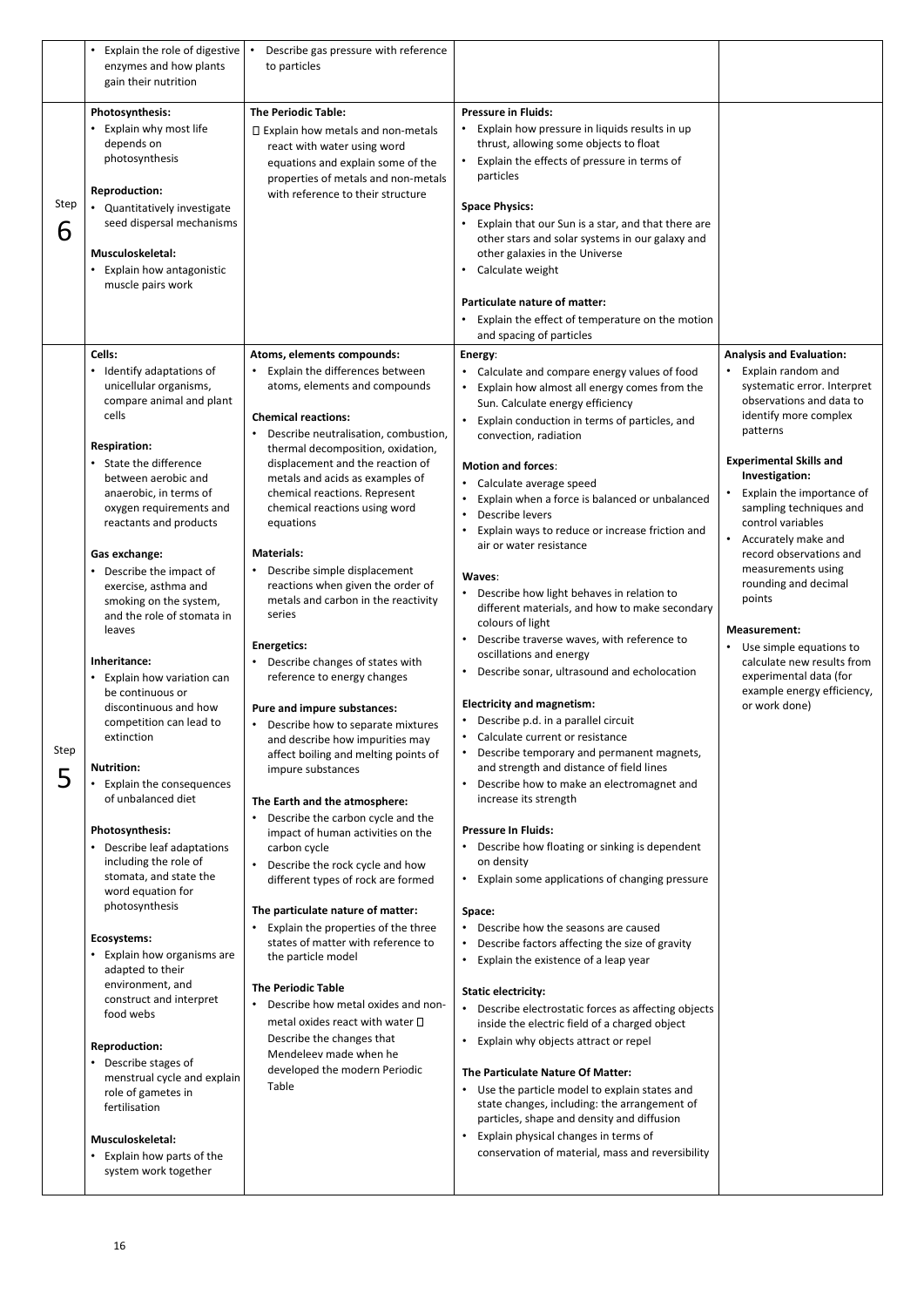| | | | | |
|---|---|---|---|---|
| | • Explain the role of digestive enzymes and how plants gain their nutrition | • Describe gas pressure with reference to particles | | |
| Step 6 | **Photosynthesis:**<br>• Explain why most life depends on photosynthesis<br><br>**Reproduction:**<br>• Quantitatively investigate seed dispersal mechanisms<br><br>**Musculoskeletal:**<br>• Explain how antagonistic muscle pairs work | **The Periodic Table:**<br> Explain how metals and non-metals react with water using word equations and explain some of the properties of metals and non-metals with reference to their structure | **Pressure in Fluids:**<br>• Explain how pressure in liquids results in up thrust, allowing some objects to float<br>• Explain the effects of pressure in terms of particles<br><br>**Space Physics:**<br>• Explain that our Sun is a star, and that there are other stars and solar systems in our galaxy and other galaxies in the Universe<br>• Calculate weight<br><br>**Particulate nature of matter:**<br>• Explain the effect of temperature on the motion and spacing of particles | |
| Step 5 | **Cells:**<br>• Identify adaptations of unicellular organisms, compare animal and plant cells<br><br>**Respiration:**<br>• State the difference between aerobic and anaerobic, in terms of oxygen requirements and reactants and products<br><br>**Gas exchange:**<br>• Describe the impact of exercise, asthma and smoking on the system, and the role of stomata in leaves<br><br>**Inheritance:**<br>• Explain how variation can be continuous or discontinuous and how competition can lead to extinction<br><br>**Nutrition:**<br>• Explain the consequences of unbalanced diet<br><br>**Photosynthesis:**<br>• Describe leaf adaptations including the role of stomata, and state the word equation for photosynthesis<br><br>**Ecosystems:**<br>• Explain how organisms are adapted to their environment, and construct and interpret food webs<br><br>**Reproduction:**<br>• Describe stages of menstrual cycle and explain role of gametes in fertilisation<br><br>**Musculoskeletal:**<br>• Explain how parts of the system work together | **Atoms, elements compounds:**<br>• Explain the differences between atoms, elements and compounds<br><br>**Chemical reactions:**<br>• Describe neutralisation, combustion, thermal decomposition, oxidation, displacement and the reaction of metals and acids as examples of chemical reactions. Represent chemical reactions using word equations<br><br>**Materials:**<br>• Describe simple displacement reactions when given the order of metals and carbon in the reactivity series<br><br>**Energetics:**<br>• Describe changes of states with reference to energy changes<br><br>**Pure and impure substances:**<br>• Describe how to separate mixtures and describe how impurities may affect boiling and melting points of impure substances<br><br>**The Earth and the atmosphere:**<br>• Describe the carbon cycle and the impact of human activities on the carbon cycle<br>• Describe the rock cycle and how different types of rock are formed<br><br>**The particulate nature of matter:**<br>• Explain the properties of the three states of matter with reference to the particle model<br><br>**The Periodic Table**<br>• Describe how metal oxides and non-metal oxides react with water  Describe the changes that Mendeleev made when he developed the modern Periodic Table | **Energy:**<br>• Calculate and compare energy values of food<br>• Explain how almost all energy comes from the Sun. Calculate energy efficiency<br>• Explain conduction in terms of particles, and convection, radiation<br><br>**Motion and forces:**<br>• Calculate average speed<br>• Explain when a force is balanced or unbalanced<br>• Describe levers<br>• Explain ways to reduce or increase friction and air or water resistance<br><br>**Waves:**<br>• Describe how light behaves in relation to different materials, and how to make secondary colours of light<br>• Describe traverse waves, with reference to oscillations and energy<br>• Describe sonar, ultrasound and echolocation<br><br>**Electricity and magnetism:**<br>• Describe p.d. in a parallel circuit<br>• Calculate current or resistance<br>• Describe temporary and permanent magnets, and strength and distance of field lines<br>• Describe how to make an electromagnet and increase its strength<br><br>**Pressure In Fluids:**<br>• Describe how floating or sinking is dependent on density<br>• Explain some applications of changing pressure<br><br>**Space:**<br>• Describe how the seasons are caused<br>• Describe factors affecting the size of gravity<br>• Explain the existence of a leap year<br><br>**Static electricity:**<br>• Describe electrostatic forces as affecting objects inside the electric field of a charged object<br>• Explain why objects attract or repel<br><br>**The Particulate Nature Of Matter:**<br>• Use the particle model to explain states and state changes, including: the arrangement of particles, shape and density and diffusion<br>• Explain physical changes in terms of conservation of material, mass and reversibility | **Analysis and Evaluation:**<br>• Explain random and systematic error. Interpret observations and data to identify more complex patterns<br><br>**Experimental Skills and Investigation:**<br>• Explain the importance of sampling techniques and control variables<br>• Accurately make and record observations and measurements using rounding and decimal points<br><br>**Measurement:**<br>• Use simple equations to calculate new results from experimental data (for example energy efficiency, or work done) |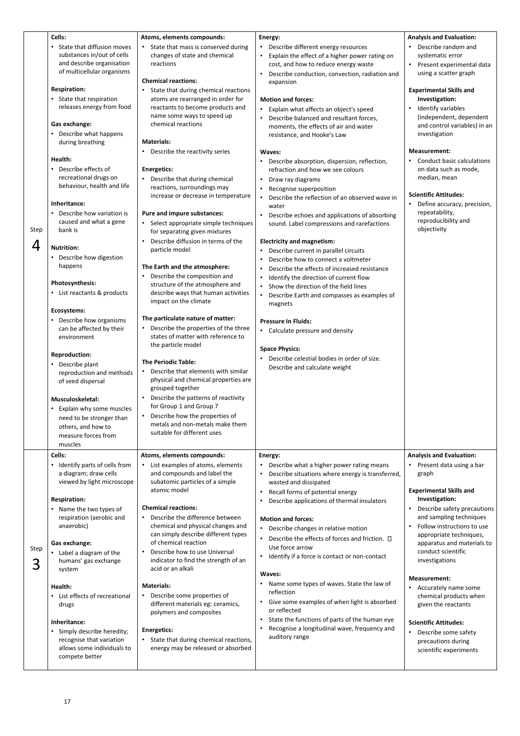| | | | | |
|---|---|---|---|---|
| Step 4 | **Cells:**<br>• State that diffusion moves substances in/out of cells and describe organisation of multicellular organisms<br><br>**Respiration:**<br>• State that respiration releases energy from food<br><br>**Gas exchange:**<br>• Describe what happens during breathing<br><br>**Health:**<br>• Describe effects of recreational drugs on behaviour, health and life<br><br>**Inheritance:**<br>• Describe how variation is caused and what a gene bank is<br><br>**Nutrition:**<br>• Describe how digestion happens<br><br>**Photosynthesis:**<br>• List reactants & products<br><br>**Ecosystems:**<br>• Describe how organisms can be affected by their environment<br><br>**Reproduction:**<br>• Describe plant reproduction and methods of seed dispersal<br><br>**Musculoskeletal:**<br>• Explain why some muscles need to be stronger than others, and how to measure forces from muscles | **Atoms, elements compounds:**<br>• State that mass is conserved during changes of state and chemical reactions<br><br>**Chemical reactions:**<br>• State that during chemical reactions atoms are rearranged in order for reactants to become products and name some ways to speed up chemical reactions<br><br>**Materials:**<br>• Describe the reactivity series<br><br>**Energetics:**<br>• Describe that during chemical reactions, surroundings may increase or decrease in temperature<br><br>**Pure and impure substances:**<br>• Select appropriate simple techniques for separating given mixtures<br>• Describe diffusion in terms of the particle model<br><br>**The Earth and the atmosphere:**<br>• Describe the composition and structure of the atmosphere and describe ways that human activities impact on the climate<br><br>**The particulate nature of matter:**<br>• Describe the properties of the three states of matter with reference to the particle model<br><br>**The Periodic Table:**<br>• Describe that elements with similar physical and chemical properties are grouped together<br>• Describe the patterns of reactivity for Group 1 and Group 7<br>• Describe how the properties of metals and non-metals make them suitable for different uses | **Energy:**<br>• Describe different energy resources<br>• Explain the effect of a higher power rating on cost, and how to reduce energy waste<br>• Describe conduction, convection, radiation and expansion<br><br>**Motion and forces:**<br>• Explain what affects an object's speed<br>• Describe balanced and resultant forces, moments, the effects of air and water resistance, and Hooke's Law<br><br>**Waves:**<br>• Describe absorption, dispersion, reflection, refraction and how we see colours<br>• Draw ray diagrams<br>• Recognise superposition<br>• Describe the reflection of an observed wave in water<br>• Describe echoes and applications of absorbing sound. Label compressions and rarefactions<br><br>**Electricity and magnetism:**<br>• Describe current in parallel circuits<br>• Describe how to connect a voltmeter<br>• Describe the effects of increased resistance<br>• Identify the direction of current flow<br>• Show the direction of the field lines<br>• Describe Earth and compasses as examples of magnets<br><br>**Pressure In Fluids:**<br>• Calculate pressure and density<br><br>**Space Physics:**<br>• Describe celestial bodies in order of size. Describe and calculate weight | **Analysis and Evaluation:**<br>• Describe random and systematic error<br>• Present experimental data using a scatter graph<br><br>**Experimental Skills and Investigation:**<br>• Identify variables (independent, dependent and control variables) in an investigation<br><br>**Measurement:**<br>• Conduct basic calculations on data such as mode, median, mean<br><br>**Scientific Attitudes:**<br>• Define accuracy, precision, repeatability, reproducibility and objectivity |
| Step 3 | **Cells:**<br>• Identify parts of cells from a diagram; draw cells viewed by light microscope<br><br>**Respiration:**<br>• Name the two types of respiration (aerobic and anaerobic)<br><br>**Gas exchange:**<br>• Label a diagram of the humans' gas exchange system<br><br>**Health:**<br>• List effects of recreational drugs<br><br>**Inheritance:**<br>• Simply describe heredity; recognise that variation allows some individuals to compete better | **Atoms, elements compounds:**<br>• List examples of atoms, elements and compounds and label the subatomic particles of a simple atomic model<br><br>**Chemical reactions:**<br>• Describe the difference between chemical and physical changes and can simply describe different types of chemical reaction<br>• Describe how to use Universal indicator to find the strength of an acid or an alkali<br><br>**Materials:**<br>• Describe some properties of different materials eg: ceramics, polymers and composites<br><br>**Energetics:**<br>• State that during chemical reactions, energy may be released or absorbed | **Energy:**<br>• Describe what a higher power rating means<br>• Describe situations where energy is transferred, wasted and dissipated<br>• Recall forms of potential energy<br>• Describe applications of thermal insulators<br><br>**Motion and forces:**<br>• Describe changes in relative motion<br>• Describe the effects of forces and friction. Use force arrow<br>• Identify if a force is contact or non-contact<br><br>**Waves:**<br>• Name some types of waves. State the law of reflection<br>• Give some examples of when light is absorbed or reflected<br>• State the functions of parts of the human eye<br>• Recognise a longitudinal wave, frequency and auditory range | **Analysis and Evaluation:**<br>• Present data using a bar graph<br><br>**Experimental Skills and Investigation:**<br>• Describe safety precautions and sampling techniques<br>• Follow instructions to use appropriate techniques, apparatus and materials to conduct scientific investigations<br><br>**Measurement:**<br>• Accurately name some chemical products when given the reactants<br><br>**Scientific Attitudes:**<br>• Describe some safety precautions during scientific experiments |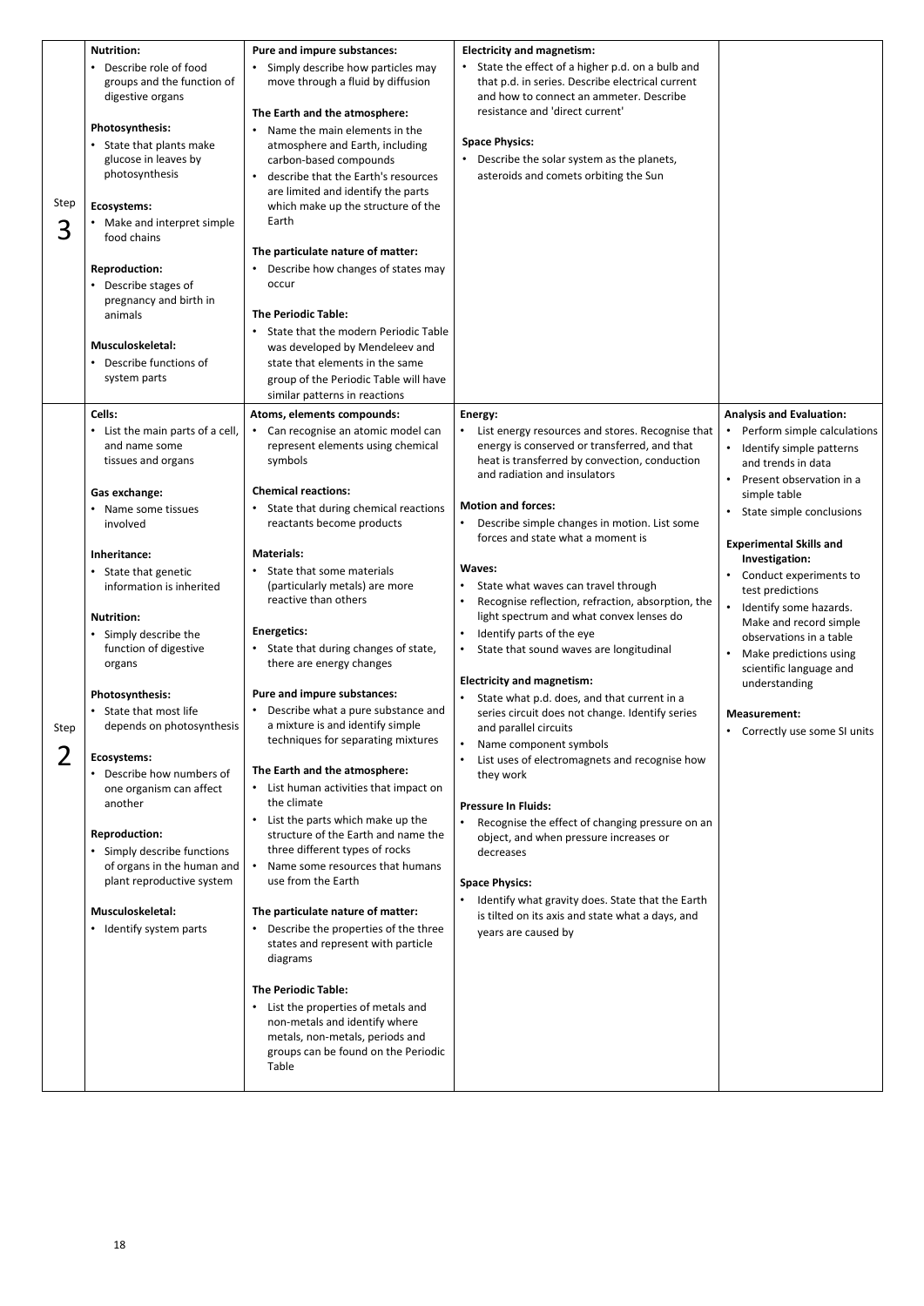| Step | Biology | Chemistry | Physics | Working Scientifically |
|---|---|---|---|---|
| Step 3 | **Nutrition:**<br>• Describe role of food groups and the function of digestive organs<br><br>**Photosynthesis:**<br>• State that plants make glucose in leaves by photosynthesis<br><br>**Ecosystems:**<br>• Make and interpret simple food chains<br><br>**Reproduction:**<br>• Describe stages of pregnancy and birth in animals<br><br>**Musculoskeletal:**<br>• Describe functions of system parts | **Pure and impure substances:**<br>• Simply describe how particles may move through a fluid by diffusion<br><br>**The Earth and the atmosphere:**<br>• Name the main elements in the atmosphere and Earth, including carbon-based compounds<br>• describe that the Earth's resources are limited and identify the parts which make up the structure of the Earth<br><br>**The particulate nature of matter:**<br>• Describe how changes of states may occur<br><br>**The Periodic Table:**<br>• State that the modern Periodic Table was developed by Mendeleev and state that elements in the same group of the Periodic Table will have similar patterns in reactions | **Electricity and magnetism:**<br>• State the effect of a higher p.d. on a bulb and that p.d. in series. Describe electrical current and how to connect an ammeter. Describe resistance and 'direct current'<br><br>**Space Physics:**<br>• Describe the solar system as the planets, asteroids and comets orbiting the Sun | |
| Step 2 | **Cells:**<br>• List the main parts of a cell, and name some tissues and organs<br><br>**Gas exchange:**<br>• Name some tissues involved<br><br>**Inheritance:**<br>• State that genetic information is inherited<br><br>**Nutrition:**<br>• Simply describe the function of digestive organs<br><br>**Photosynthesis:**<br>• State that most life depends on photosynthesis<br><br>**Ecosystems:**<br>• Describe how numbers of one organism can affect another<br><br>**Reproduction:**<br>• Simply describe functions of organs in the human and plant reproductive system<br><br>**Musculoskeletal:**<br>• Identify system parts | **Atoms, elements compounds:**<br>• Can recognise an atomic model can represent elements using chemical symbols<br><br>**Chemical reactions:**<br>• State that during chemical reactions reactants become products<br><br>**Materials:**<br>• State that some materials (particularly metals) are more reactive than others<br><br>**Energetics:**<br>• State that during changes of state, there are energy changes<br><br>**Pure and impure substances:**<br>• Describe what a pure substance and a mixture is and identify simple techniques for separating mixtures<br><br>**The Earth and the atmosphere:**<br>• List human activities that impact on the climate<br>• List the parts which make up the structure of the Earth and name the three different types of rocks<br>• Name some resources that humans use from the Earth<br><br>**The particulate nature of matter:**<br>• Describe the properties of the three states and represent with particle diagrams<br><br>**The Periodic Table:**<br>• List the properties of metals and non-metals and identify where metals, non-metals, periods and groups can be found on the Periodic Table | **Energy:**<br>• List energy resources and stores. Recognise that energy is conserved or transferred, and that heat is transferred by convection, conduction and radiation and insulators<br><br>**Motion and forces:**<br>• Describe simple changes in motion. List some forces and state what a moment is<br><br>**Waves:**<br>• State what waves can travel through<br>• Recognise reflection, refraction, absorption, the light spectrum and what convex lenses do<br>• Identify parts of the eye<br>• State that sound waves are longitudinal<br><br>**Electricity and magnetism:**<br>• State what p.d. does, and that current in a series circuit does not change. Identify series and parallel circuits<br>• Name component symbols<br>• List uses of electromagnets and recognise how they work<br><br>**Pressure In Fluids:**<br>• Recognise the effect of changing pressure on an object, and when pressure increases or decreases<br><br>**Space Physics:**<br>• Identify what gravity does. State that the Earth is tilted on its axis and state what a days, and years are caused by | **Analysis and Evaluation:**<br>• Perform simple calculations<br>• Identify simple patterns and trends in data<br>• Present observation in a simple table<br>• State simple conclusions<br><br>**Experimental Skills and Investigation:**<br>• Conduct experiments to test predictions<br>• Identify some hazards. Make and record simple observations in a table<br>• Make predictions using scientific language and understanding<br><br>**Measurement:**<br>• Correctly use some SI units |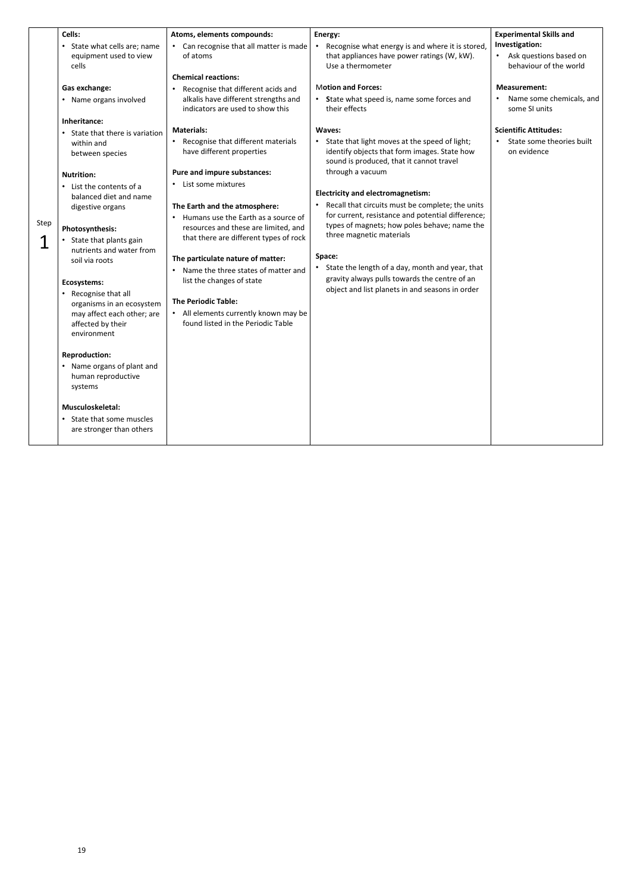| | | | | |
|---|---|---|---|---|
| Step 1 | **Cells:**<br>• State what cells are; name equipment used to view cells<br><br>**Gas exchange:**<br>• Name organs involved<br><br>**Inheritance:**<br>• State that there is variation within and between species<br><br>**Nutrition:**<br>• List the contents of a balanced diet and name digestive organs<br><br>**Photosynthesis:**<br>• State that plants gain nutrients and water from soil via roots<br><br>**Ecosystems:**<br>• Recognise that all organisms in an ecosystem may affect each other; are affected by their environment<br><br>**Reproduction:**<br>• Name organs of plant and human reproductive systems<br><br>**Musculoskeletal:**<br>• State that some muscles are stronger than others | **Atoms, elements compounds:**<br>• Can recognise that all matter is made of atoms<br><br>**Chemical reactions:**<br>• Recognise that different acids and alkalis have different strengths and indicators are used to show this<br><br>**Materials:**<br>• Recognise that different materials have different properties<br><br>**Pure and impure substances:**<br>• List some mixtures<br><br>**The Earth and the atmosphere:**<br>• Humans use the Earth as a source of resources and these are limited, and that there are different types of rock<br><br>**The particulate nature of matter:**<br>• Name the three states of matter and list the changes of state<br><br>**The Periodic Table:**<br>• All elements currently known may be found listed in the Periodic Table | **Energy:**<br>• Recognise what energy is and where it is stored, that appliances have power ratings (W, kW). Use a thermometer<br><br>**Motion and Forces:**<br>• **S**tate what speed is, name some forces and their effects<br><br>**Waves:**<br>• State that light moves at the speed of light; identify objects that form images. State how sound is produced, that it cannot travel through a vacuum<br><br>**Electricity and electromagnetism:**<br>• Recall that circuits must be complete; the units for current, resistance and potential difference; types of magnets; how poles behave; name the three magnetic materials<br><br>**Space:**<br>• State the length of a day, month and year, that gravity always pulls towards the centre of an object and list planets in and seasons in order | **Experimental Skills and Investigation:**<br>• Ask questions based on behaviour of the world<br><br>**Measurement:**<br>• Name some chemicals, and some SI units<br><br>**Scientific Attitudes:**<br>• State some theories built on evidence |